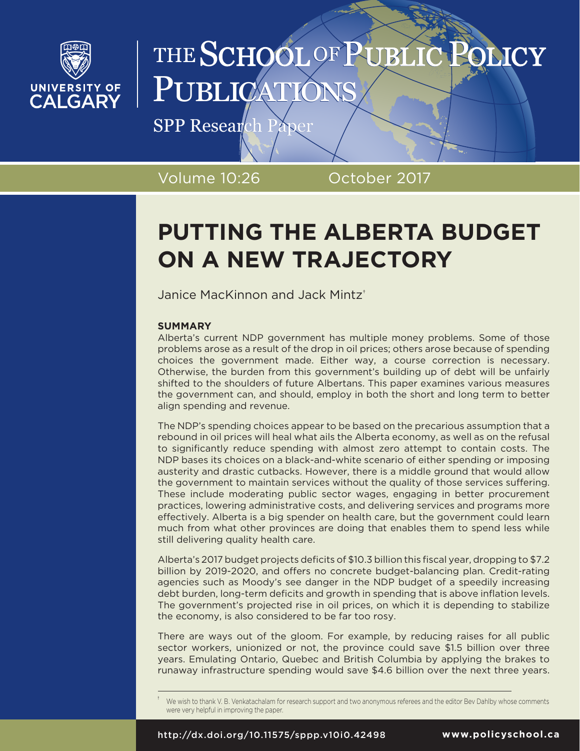THE SCHOOL OF PUBLIC POLICY PUBLICATIONS

SPP Research Paper

Volume 10:26 October 2017

# PUTTING THE ALBERTA BUDGET ON A NEW TRAJECTORY

Janice MacKinnon and Jack Mintz[†]

## SUMMARY

Alberta's current NDP government has multiple money problems. Some of those problems arose as a result of the drop in oil prices; others arose because of spending choices the government made. Either way, a course correction is necessary. Otherwise, the burden from this government's building up of debt will be unfairly shifted to the shoulders of future Albertans. This paper examines various measures the government can, and should, employ in both the short and long term to better align spending and revenue.

The NDP's spending choices appear to be based on the precarious assumption that a rebound in oil prices will heal what ails the Alberta economy, as well as on the refusal to significantly reduce spending with almost zero attempt to contain costs. The NDP bases its choices on a black-and-white scenario of either spending or imposing austerity and drastic cutbacks. However, there is a middle ground that would allow the government to maintain services without the quality of those services suffering. These include moderating public sector wages, engaging in better procurement practices, lowering administrative costs, and delivering services and programs more effectively. Alberta is a big spender on health care, but the government could learn much from what other provinces are doing that enables them to spend less while still delivering quality health care.

Alberta's 2017 budget projects deficits of $10.3 billion this fiscal year, dropping to $7.2 billion by 2019-2020, and offers no concrete budget-balancing plan. Credit-rating agencies such as Moody's see danger in the NDP budget of a speedily increasing debt burden, long-term deficits and growth in spending that is above inflation levels. The government's projected rise in oil prices, on which it is depending to stabilize the economy, is also considered to be far too rosy.

There are ways out of the gloom. For example, by reducing raises for all public sector workers, unionized or not, the province could save $1.5 billion over three years. Emulating Ontario, Quebec and British Columbia by applying the brakes to runaway infrastructure spending would save $4.6 billion over the next three years.

[†] We wish to thank V. B. Venkatachalam for research support and two anonymous referees and the editor Bev Dahlby whose comments were very helpful in improving the paper.

http://dx.doi.org/10.11575/sppp.v10i0.42498 www.policyschool.ca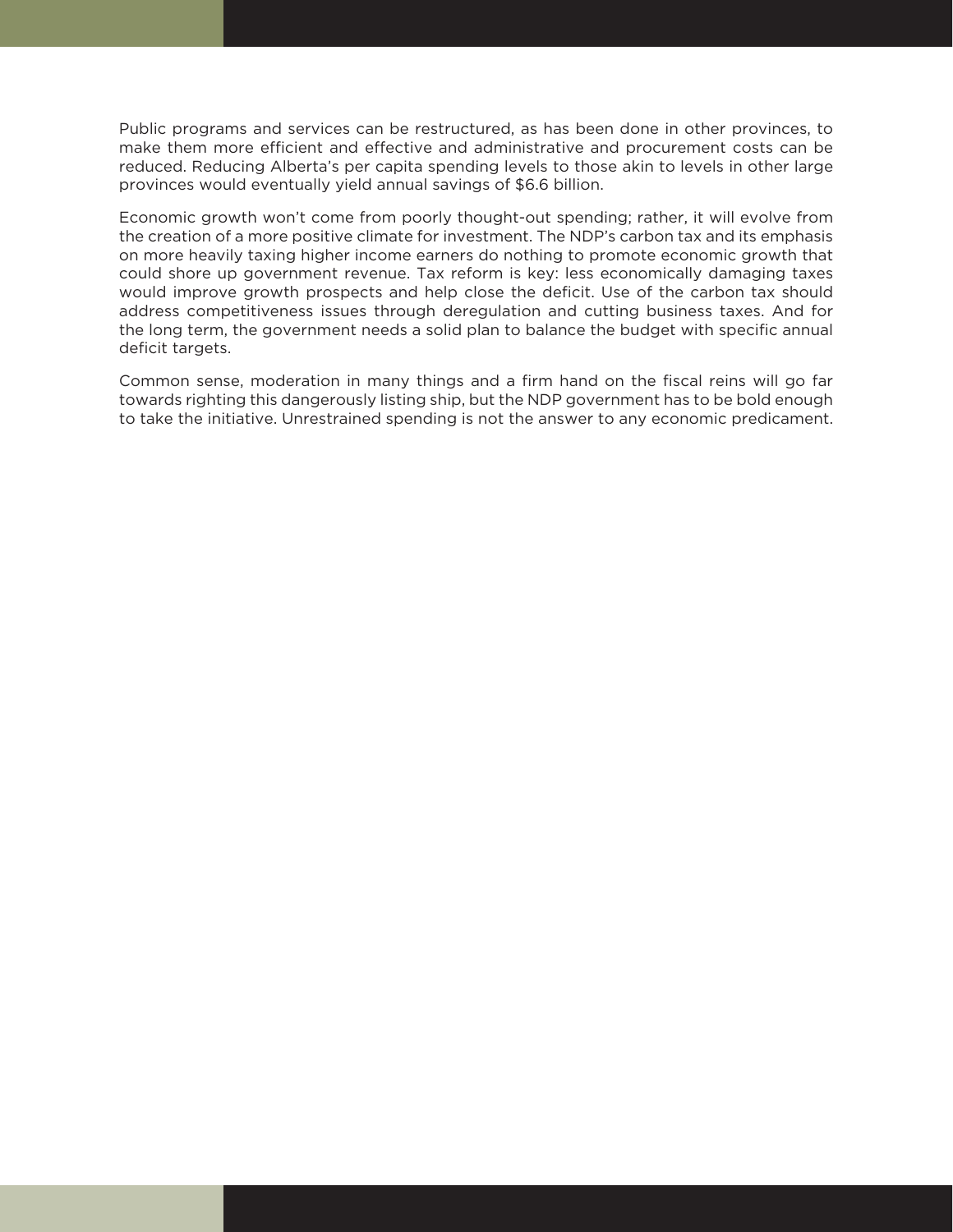Public programs and services can be restructured, as has been done in other provinces, to make them more efficient and effective and administrative and procurement costs can be reduced. Reducing Alberta's per capita spending levels to those akin to levels in other large provinces would eventually yield annual savings of $6.6 billion.

Economic growth won't come from poorly thought-out spending; rather, it will evolve from the creation of a more positive climate for investment. The NDP's carbon tax and its emphasis on more heavily taxing higher income earners do nothing to promote economic growth that could shore up government revenue. Tax reform is key: less economically damaging taxes would improve growth prospects and help close the deficit. Use of the carbon tax should address competitiveness issues through deregulation and cutting business taxes. And for the long term, the government needs a solid plan to balance the budget with specific annual deficit targets.

Common sense, moderation in many things and a firm hand on the fiscal reins will go far towards righting this dangerously listing ship, but the NDP government has to be bold enough to take the initiative. Unrestrained spending is not the answer to any economic predicament.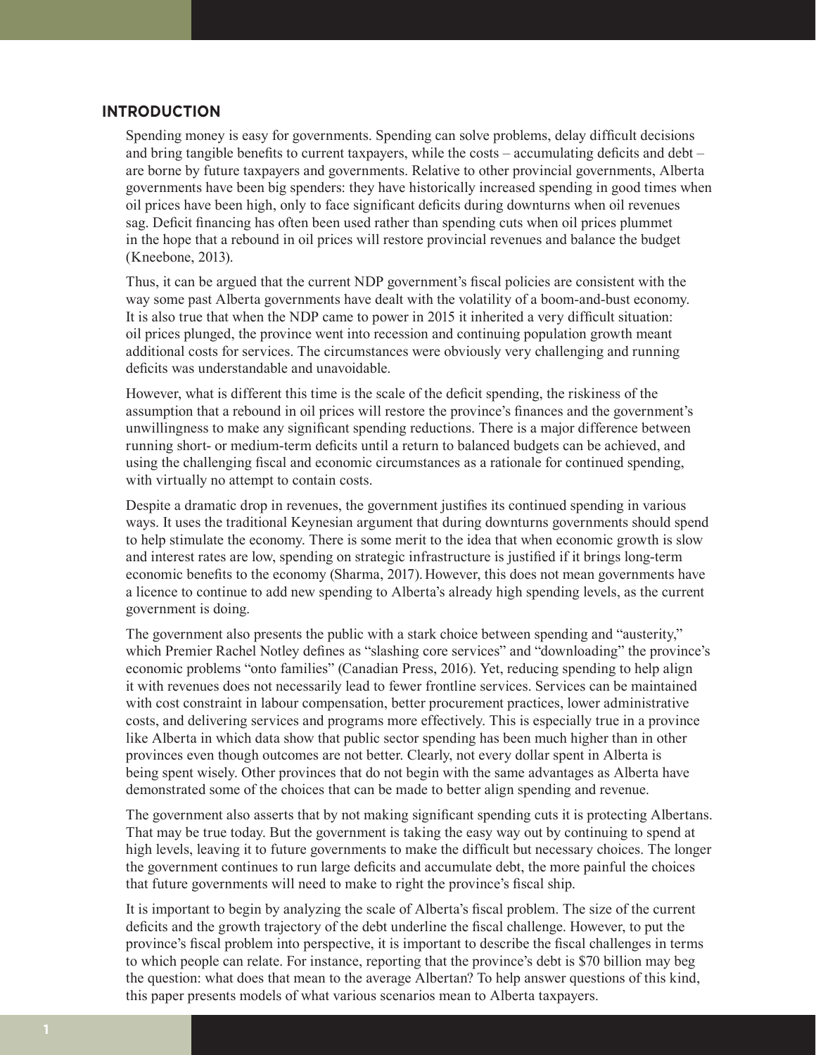## INTRODUCTION

Spending money is easy for governments. Spending can solve problems, delay difficult decisions and bring tangible benefits to current taxpayers, while the costs – accumulating deficits and debt – are borne by future taxpayers and governments. Relative to other provincial governments, Alberta governments have been big spenders: they have historically increased spending in good times when oil prices have been high, only to face significant deficits during downturns when oil revenues sag. Deficit financing has often been used rather than spending cuts when oil prices plummet in the hope that a rebound in oil prices will restore provincial revenues and balance the budget (Kneebone, 2013).

Thus, it can be argued that the current NDP government's fiscal policies are consistent with the way some past Alberta governments have dealt with the volatility of a boom-and-bust economy. It is also true that when the NDP came to power in 2015 it inherited a very difficult situation: oil prices plunged, the province went into recession and continuing population growth meant additional costs for services. The circumstances were obviously very challenging and running deficits was understandable and unavoidable.

However, what is different this time is the scale of the deficit spending, the riskiness of the assumption that a rebound in oil prices will restore the province's finances and the government's unwillingness to make any significant spending reductions. There is a major difference between running short- or medium-term deficits until a return to balanced budgets can be achieved, and using the challenging fiscal and economic circumstances as a rationale for continued spending, with virtually no attempt to contain costs.

Despite a dramatic drop in revenues, the government justifies its continued spending in various ways. It uses the traditional Keynesian argument that during downturns governments should spend to help stimulate the economy. There is some merit to the idea that when economic growth is slow and interest rates are low, spending on strategic infrastructure is justified if it brings long-term economic benefits to the economy (Sharma, 2017). However, this does not mean governments have a licence to continue to add new spending to Alberta's already high spending levels, as the current government is doing.

The government also presents the public with a stark choice between spending and "austerity," which Premier Rachel Notley defines as "slashing core services" and "downloading" the province's economic problems "onto families" (Canadian Press, 2016). Yet, reducing spending to help align it with revenues does not necessarily lead to fewer frontline services. Services can be maintained with cost constraint in labour compensation, better procurement practices, lower administrative costs, and delivering services and programs more effectively. This is especially true in a province like Alberta in which data show that public sector spending has been much higher than in other provinces even though outcomes are not better. Clearly, not every dollar spent in Alberta is being spent wisely. Other provinces that do not begin with the same advantages as Alberta have demonstrated some of the choices that can be made to better align spending and revenue.

The government also asserts that by not making significant spending cuts it is protecting Albertans. That may be true today. But the government is taking the easy way out by continuing to spend at high levels, leaving it to future governments to make the difficult but necessary choices. The longer the government continues to run large deficits and accumulate debt, the more painful the choices that future governments will need to make to right the province's fiscal ship.

It is important to begin by analyzing the scale of Alberta's fiscal problem. The size of the current deficits and the growth trajectory of the debt underline the fiscal challenge. However, to put the province's fiscal problem into perspective, it is important to describe the fiscal challenges in terms to which people can relate. For instance, reporting that the province's debt is $70 billion may beg the question: what does that mean to the average Albertan? To help answer questions of this kind, this paper presents models of what various scenarios mean to Alberta taxpayers.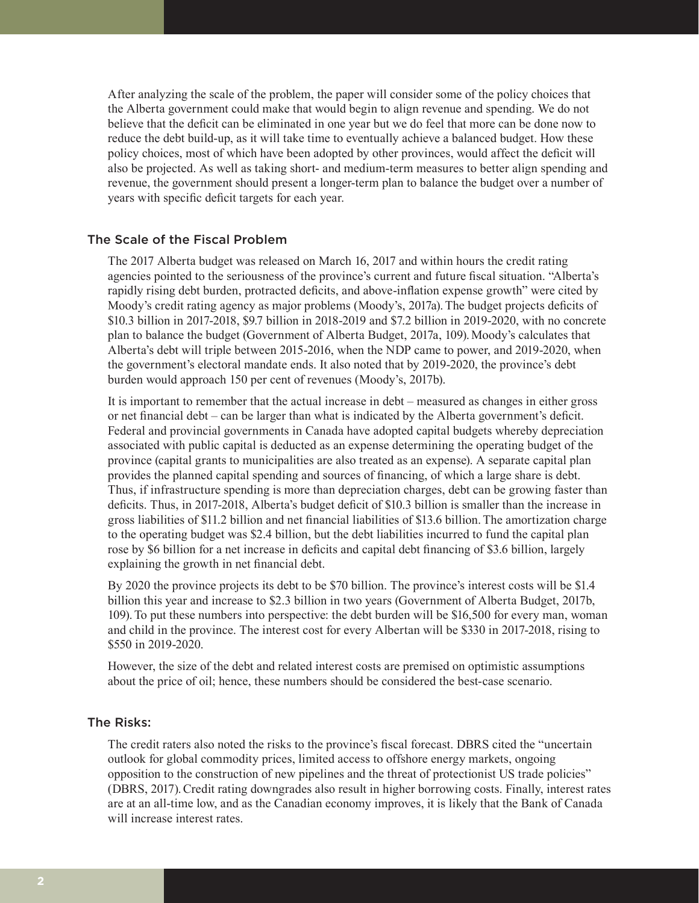After analyzing the scale of the problem, the paper will consider some of the policy choices that the Alberta government could make that would begin to align revenue and spending. We do not believe that the deficit can be eliminated in one year but we do feel that more can be done now to reduce the debt build-up, as it will take time to eventually achieve a balanced budget. How these policy choices, most of which have been adopted by other provinces, would affect the deficit will also be projected. As well as taking short- and medium-term measures to better align spending and revenue, the government should present a longer-term plan to balance the budget over a number of years with specific deficit targets for each year.

## The Scale of the Fiscal Problem

The 2017 Alberta budget was released on March 16, 2017 and within hours the credit rating agencies pointed to the seriousness of the province's current and future fiscal situation. "Alberta's rapidly rising debt burden, protracted deficits, and above-inflation expense growth" were cited by Moody's credit rating agency as major problems (Moody's, 2017a). The budget projects deficits of \$10.3 billion in 2017-2018, \$9.7 billion in 2018-2019 and \$7.2 billion in 2019-2020, with no concrete plan to balance the budget (Government of Alberta Budget, 2017a, 109). Moody's calculates that Alberta's debt will triple between 2015-2016, when the NDP came to power, and 2019-2020, when the government's electoral mandate ends. It also noted that by 2019-2020, the province's debt burden would approach 150 per cent of revenues (Moody's, 2017b).

It is important to remember that the actual increase in debt – measured as changes in either gross or net financial debt – can be larger than what is indicated by the Alberta government's deficit. Federal and provincial governments in Canada have adopted capital budgets whereby depreciation associated with public capital is deducted as an expense determining the operating budget of the province (capital grants to municipalities are also treated as an expense). A separate capital plan provides the planned capital spending and sources of financing, of which a large share is debt. Thus, if infrastructure spending is more than depreciation charges, debt can be growing faster than deficits. Thus, in 2017-2018, Alberta's budget deficit of \$10.3 billion is smaller than the increase in gross liabilities of \$11.2 billion and net financial liabilities of \$13.6 billion. The amortization charge to the operating budget was \$2.4 billion, but the debt liabilities incurred to fund the capital plan rose by \$6 billion for a net increase in deficits and capital debt financing of \$3.6 billion, largely explaining the growth in net financial debt.

By 2020 the province projects its debt to be \$70 billion. The province's interest costs will be \$1.4 billion this year and increase to \$2.3 billion in two years (Government of Alberta Budget, 2017b, 109). To put these numbers into perspective: the debt burden will be \$16,500 for every man, woman and child in the province. The interest cost for every Albertan will be \$330 in 2017-2018, rising to \$550 in 2019-2020.

However, the size of the debt and related interest costs are premised on optimistic assumptions about the price of oil; hence, these numbers should be considered the best-case scenario.

## The Risks:

The credit raters also noted the risks to the province's fiscal forecast. DBRS cited the "uncertain outlook for global commodity prices, limited access to offshore energy markets, ongoing opposition to the construction of new pipelines and the threat of protectionist US trade policies" (DBRS, 2017). Credit rating downgrades also result in higher borrowing costs. Finally, interest rates are at an all-time low, and as the Canadian economy improves, it is likely that the Bank of Canada will increase interest rates.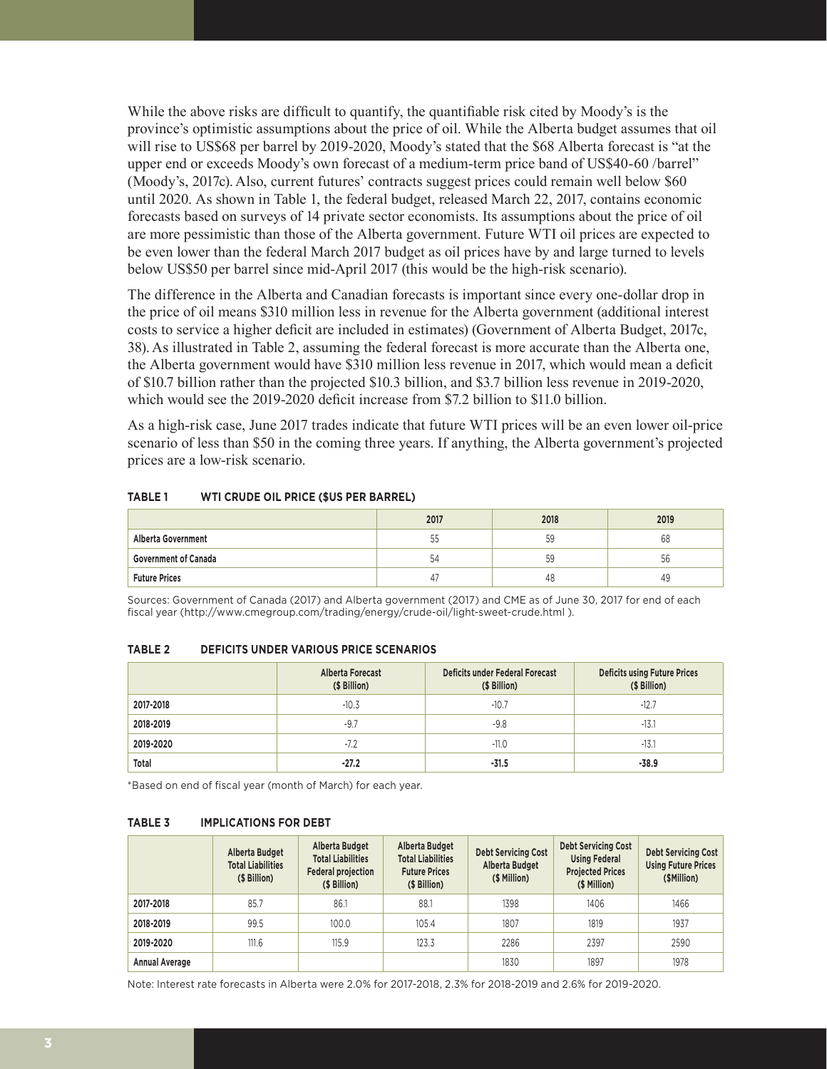While the above risks are difficult to quantify, the quantifiable risk cited by Moody's is the province's optimistic assumptions about the price of oil. While the Alberta budget assumes that oil will rise to US$68 per barrel by 2019-2020, Moody's stated that the $68 Alberta forecast is "at the upper end or exceeds Moody's own forecast of a medium-term price band of US$40-60 /barrel" (Moody's, 2017c). Also, current futures' contracts suggest prices could remain well below $60 until 2020. As shown in Table 1, the federal budget, released March 22, 2017, contains economic forecasts based on surveys of 14 private sector economists. Its assumptions about the price of oil are more pessimistic than those of the Alberta government. Future WTI oil prices are expected to be even lower than the federal March 2017 budget as oil prices have by and large turned to levels below US$50 per barrel since mid-April 2017 (this would be the high-risk scenario).

The difference in the Alberta and Canadian forecasts is important since every one-dollar drop in the price of oil means $310 million less in revenue for the Alberta government (additional interest costs to service a higher deficit are included in estimates) (Government of Alberta Budget, 2017c, 38). As illustrated in Table 2, assuming the federal forecast is more accurate than the Alberta one, the Alberta government would have $310 million less revenue in 2017, which would mean a deficit of $10.7 billion rather than the projected $10.3 billion, and $3.7 billion less revenue in 2019-2020, which would see the 2019-2020 deficit increase from $7.2 billion to $11.0 billion.

As a high-risk case, June 2017 trades indicate that future WTI prices will be an even lower oil-price scenario of less than $50 in the coming three years. If anything, the Alberta government's projected prices are a low-risk scenario.

**TABLE 1 WTI CRUDE OIL PRICE ($US PER BARREL)**

| | 2017 | 2018 | 2019 |
|---|---|---|---|
| **Alberta Government** | 55 | 59 | 68 |
| **Government of Canada** | 54 | 59 | 56 |
| **Future Prices** | 47 | 48 | 49 |

Sources: Government of Canada (2017) and Alberta government (2017) and CME as of June 30, 2017 for end of each fiscal year (http://www.cmegroup.com/trading/energy/crude-oil/light-sweet-crude.html ).

**TABLE 2 DEFICITS UNDER VARIOUS PRICE SCENARIOS**

| | Alberta Forecast ($ Billion) | Deficits under Federal Forecast ($ Billion) | Deficits using Future Prices ($ Billion) |
|---|---|---|---|
| **2017-2018** | -10.3 | -10.7 | -12.7 |
| **2018-2019** | -9.7 | -9.8 | -13.1 |
| **2019-2020** | -7.2 | -11.0 | -13.1 |
| **Total** | **-27.2** | **-31.5** | **-38.9** |

*Based on end of fiscal year (month of March) for each year.

**TABLE 3 IMPLICATIONS FOR DEBT**

| | Alberta Budget Total Liabilities ($ Billion) | Alberta Budget Total Liabilities Federal projection ($ Billion) | Alberta Budget Total Liabilities Future Prices ($ Billion) | Debt Servicing Cost Alberta Budget ($ Million) | Debt Servicing Cost Using Federal Projected Prices ($ Million) | Debt Servicing Cost Using Future Prices ($Million) |
|---|---|---|---|---|---|---|
| **2017-2018** | 85.7 | 86.1 | 88.1 | 1398 | 1406 | 1466 |
| **2018-2019** | 99.5 | 100.0 | 105.4 | 1807 | 1819 | 1937 |
| **2019-2020** | 111.6 | 115.9 | 123.3 | 2286 | 2397 | 2590 |
| **Annual Average** | | | | 1830 | 1897 | 1978 |

Note: Interest rate forecasts in Alberta were 2.0% for 2017-2018, 2.3% for 2018-2019 and 2.6% for 2019-2020.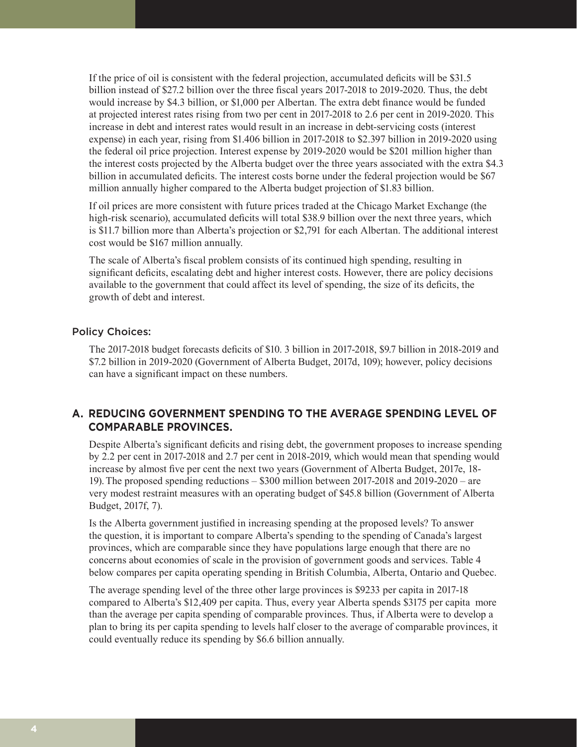If the price of oil is consistent with the federal projection, accumulated deficits will be $31.5 billion instead of $27.2 billion over the three fiscal years 2017-2018 to 2019-2020. Thus, the debt would increase by $4.3 billion, or $1,000 per Albertan. The extra debt finance would be funded at projected interest rates rising from two per cent in 2017-2018 to 2.6 per cent in 2019-2020. This increase in debt and interest rates would result in an increase in debt-servicing costs (interest expense) in each year, rising from $1.406 billion in 2017-2018 to $2.397 billion in 2019-2020 using the federal oil price projection. Interest expense by 2019-2020 would be $201 million higher than the interest costs projected by the Alberta budget over the three years associated with the extra $4.3 billion in accumulated deficits. The interest costs borne under the federal projection would be $67 million annually higher compared to the Alberta budget projection of $1.83 billion.

If oil prices are more consistent with future prices traded at the Chicago Market Exchange (the high-risk scenario), accumulated deficits will total $38.9 billion over the next three years, which is $11.7 billion more than Alberta's projection or $2,791 for each Albertan. The additional interest cost would be $167 million annually.

The scale of Alberta's fiscal problem consists of its continued high spending, resulting in significant deficits, escalating debt and higher interest costs. However, there are policy decisions available to the government that could affect its level of spending, the size of its deficits, the growth of debt and interest.

### Policy Choices:

The 2017-2018 budget forecasts deficits of $10. 3 billion in 2017-2018, $9.7 billion in 2018-2019 and $7.2 billion in 2019-2020 (Government of Alberta Budget, 2017d, 109); however, policy decisions can have a significant impact on these numbers.

## A. REDUCING GOVERNMENT SPENDING TO THE AVERAGE SPENDING LEVEL OF COMPARABLE PROVINCES.

Despite Alberta's significant deficits and rising debt, the government proposes to increase spending by 2.2 per cent in 2017-2018 and 2.7 per cent in 2018-2019, which would mean that spending would increase by almost five per cent the next two years (Government of Alberta Budget, 2017e, 18-19). The proposed spending reductions – $300 million between 2017-2018 and 2019-2020 – are very modest restraint measures with an operating budget of $45.8 billion (Government of Alberta Budget, 2017f, 7).

Is the Alberta government justified in increasing spending at the proposed levels? To answer the question, it is important to compare Alberta's spending to the spending of Canada's largest provinces, which are comparable since they have populations large enough that there are no concerns about economies of scale in the provision of government goods and services. Table 4 below compares per capita operating spending in British Columbia, Alberta, Ontario and Quebec.

The average spending level of the three other large provinces is $9233 per capita in 2017-18 compared to Alberta's $12,409 per capita. Thus, every year Alberta spends $3175 per capita more than the average per capita spending of comparable provinces. Thus, if Alberta were to develop a plan to bring its per capita spending to levels half closer to the average of comparable provinces, it could eventually reduce its spending by $6.6 billion annually.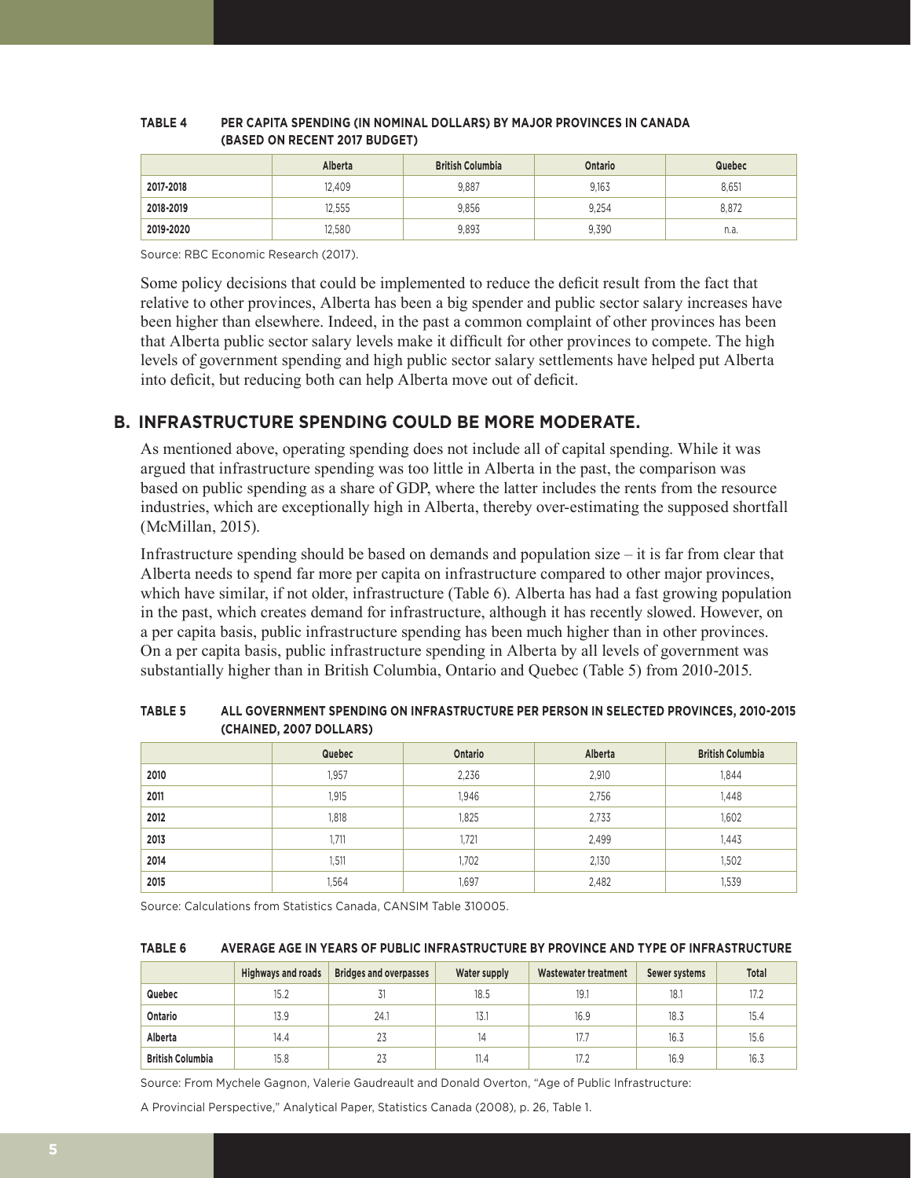**TABLE 4 PER CAPITA SPENDING (IN NOMINAL DOLLARS) BY MAJOR PROVINCES IN CANADA (BASED ON RECENT 2017 BUDGET)**

| | Alberta | British Columbia | Ontario | Quebec |
|---|---|---|---|---|
| 2017-2018 | 12,409 | 9,887 | 9,163 | 8,651 |
| 2018-2019 | 12,555 | 9,856 | 9,254 | 8,872 |
| 2019-2020 | 12,580 | 9,893 | 9,390 | n.a. |

Source: RBC Economic Research (2017).

Some policy decisions that could be implemented to reduce the deficit result from the fact that relative to other provinces, Alberta has been a big spender and public sector salary increases have been higher than elsewhere. Indeed, in the past a common complaint of other provinces has been that Alberta public sector salary levels make it difficult for other provinces to compete. The high levels of government spending and high public sector salary settlements have helped put Alberta into deficit, but reducing both can help Alberta move out of deficit.

## B. INFRASTRUCTURE SPENDING COULD BE MORE MODERATE.

As mentioned above, operating spending does not include all of capital spending. While it was argued that infrastructure spending was too little in Alberta in the past, the comparison was based on public spending as a share of GDP, where the latter includes the rents from the resource industries, which are exceptionally high in Alberta, thereby over-estimating the supposed shortfall (McMillan, 2015).

Infrastructure spending should be based on demands and population size – it is far from clear that Alberta needs to spend far more per capita on infrastructure compared to other major provinces, which have similar, if not older, infrastructure (Table 6). Alberta has had a fast growing population in the past, which creates demand for infrastructure, although it has recently slowed. However, on a per capita basis, public infrastructure spending has been much higher than in other provinces. On a per capita basis, public infrastructure spending in Alberta by all levels of government was substantially higher than in British Columbia, Ontario and Quebec (Table 5) from 2010-2015.

**TABLE 5 ALL GOVERNMENT SPENDING ON INFRASTRUCTURE PER PERSON IN SELECTED PROVINCES, 2010-2015 (CHAINED, 2007 DOLLARS)**

| | Quebec | Ontario | Alberta | British Columbia |
|---|---|---|---|---|
| 2010 | 1,957 | 2,236 | 2,910 | 1,844 |
| 2011 | 1,915 | 1,946 | 2,756 | 1,448 |
| 2012 | 1,818 | 1,825 | 2,733 | 1,602 |
| 2013 | 1,711 | 1,721 | 2,499 | 1,443 |
| 2014 | 1,511 | 1,702 | 2,130 | 1,502 |
| 2015 | 1,564 | 1,697 | 2,482 | 1,539 |

Source: Calculations from Statistics Canada, CANSIM Table 310005.

**TABLE 6 AVERAGE AGE IN YEARS OF PUBLIC INFRASTRUCTURE BY PROVINCE AND TYPE OF INFRASTRUCTURE**

| | Highways and roads | Bridges and overpasses | Water supply | Wastewater treatment | Sewer systems | Total |
|---|---|---|---|---|---|---|
| Quebec | 15.2 | 31 | 18.5 | 19.1 | 18.1 | 17.2 |
| Ontario | 13.9 | 24.1 | 13.1 | 16.9 | 18.3 | 15.4 |
| Alberta | 14.4 | 23 | 14 | 17.7 | 16.3 | 15.6 |
| British Columbia | 15.8 | 23 | 11.4 | 17.2 | 16.9 | 16.3 |

Source: From Mychele Gagnon, Valerie Gaudreault and Donald Overton, "Age of Public Infrastructure: A Provincial Perspective," Analytical Paper, Statistics Canada (2008), p. 26, Table 1.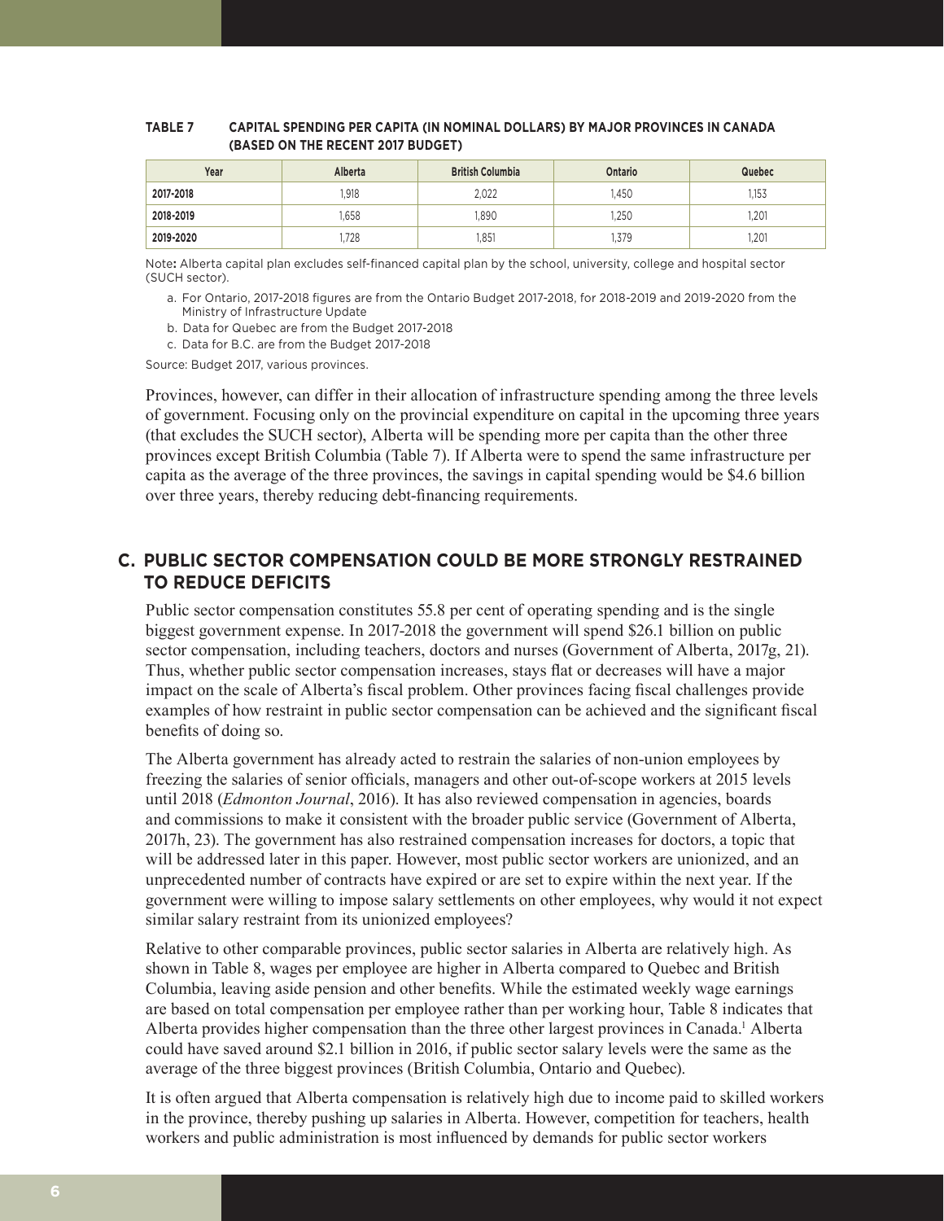**TABLE 7 CAPITAL SPENDING PER CAPITA (IN NOMINAL DOLLARS) BY MAJOR PROVINCES IN CANADA (BASED ON THE RECENT 2017 BUDGET)**

| Year | Alberta | British Columbia | Ontario | Quebec |
|---|---|---|---|---|
| 2017-2018 | 1,918 | 2,022 | 1,450 | 1,153 |
| 2018-2019 | 1,658 | 1,890 | 1,250 | 1,201 |
| 2019-2020 | 1,728 | 1,851 | 1,379 | 1,201 |

Note**:** Alberta capital plan excludes self-financed capital plan by the school, university, college and hospital sector (SUCH sector).

a. For Ontario, 2017-2018 figures are from the Ontario Budget 2017-2018, for 2018-2019 and 2019-2020 from the Ministry of Infrastructure Update

b. Data for Quebec are from the Budget 2017-2018

c. Data for B.C. are from the Budget 2017-2018

Source: Budget 2017, various provinces.

Provinces, however, can differ in their allocation of infrastructure spending among the three levels of government. Focusing only on the provincial expenditure on capital in the upcoming three years (that excludes the SUCH sector), Alberta will be spending more per capita than the other three provinces except British Columbia (Table 7). If Alberta were to spend the same infrastructure per capita as the average of the three provinces, the savings in capital spending would be $4.6 billion over three years, thereby reducing debt-financing requirements.

## C. PUBLIC SECTOR COMPENSATION COULD BE MORE STRONGLY RESTRAINED TO REDUCE DEFICITS

Public sector compensation constitutes 55.8 per cent of operating spending and is the single biggest government expense. In 2017-2018 the government will spend $26.1 billion on public sector compensation, including teachers, doctors and nurses (Government of Alberta, 2017g, 21). Thus, whether public sector compensation increases, stays flat or decreases will have a major impact on the scale of Alberta's fiscal problem. Other provinces facing fiscal challenges provide examples of how restraint in public sector compensation can be achieved and the significant fiscal benefits of doing so.

The Alberta government has already acted to restrain the salaries of non-union employees by freezing the salaries of senior officials, managers and other out-of-scope workers at 2015 levels until 2018 (*Edmonton Journal*, 2016). It has also reviewed compensation in agencies, boards and commissions to make it consistent with the broader public service (Government of Alberta, 2017h, 23). The government has also restrained compensation increases for doctors, a topic that will be addressed later in this paper. However, most public sector workers are unionized, and an unprecedented number of contracts have expired or are set to expire within the next year. If the government were willing to impose salary settlements on other employees, why would it not expect similar salary restraint from its unionized employees?

Relative to other comparable provinces, public sector salaries in Alberta are relatively high. As shown in Table 8, wages per employee are higher in Alberta compared to Quebec and British Columbia, leaving aside pension and other benefits. While the estimated weekly wage earnings are based on total compensation per employee rather than per working hour, Table 8 indicates that Alberta provides higher compensation than the three other largest provinces in Canada.[1] Alberta could have saved around $2.1 billion in 2016, if public sector salary levels were the same as the average of the three biggest provinces (British Columbia, Ontario and Quebec).

It is often argued that Alberta compensation is relatively high due to income paid to skilled workers in the province, thereby pushing up salaries in Alberta. However, competition for teachers, health workers and public administration is most influenced by demands for public sector workers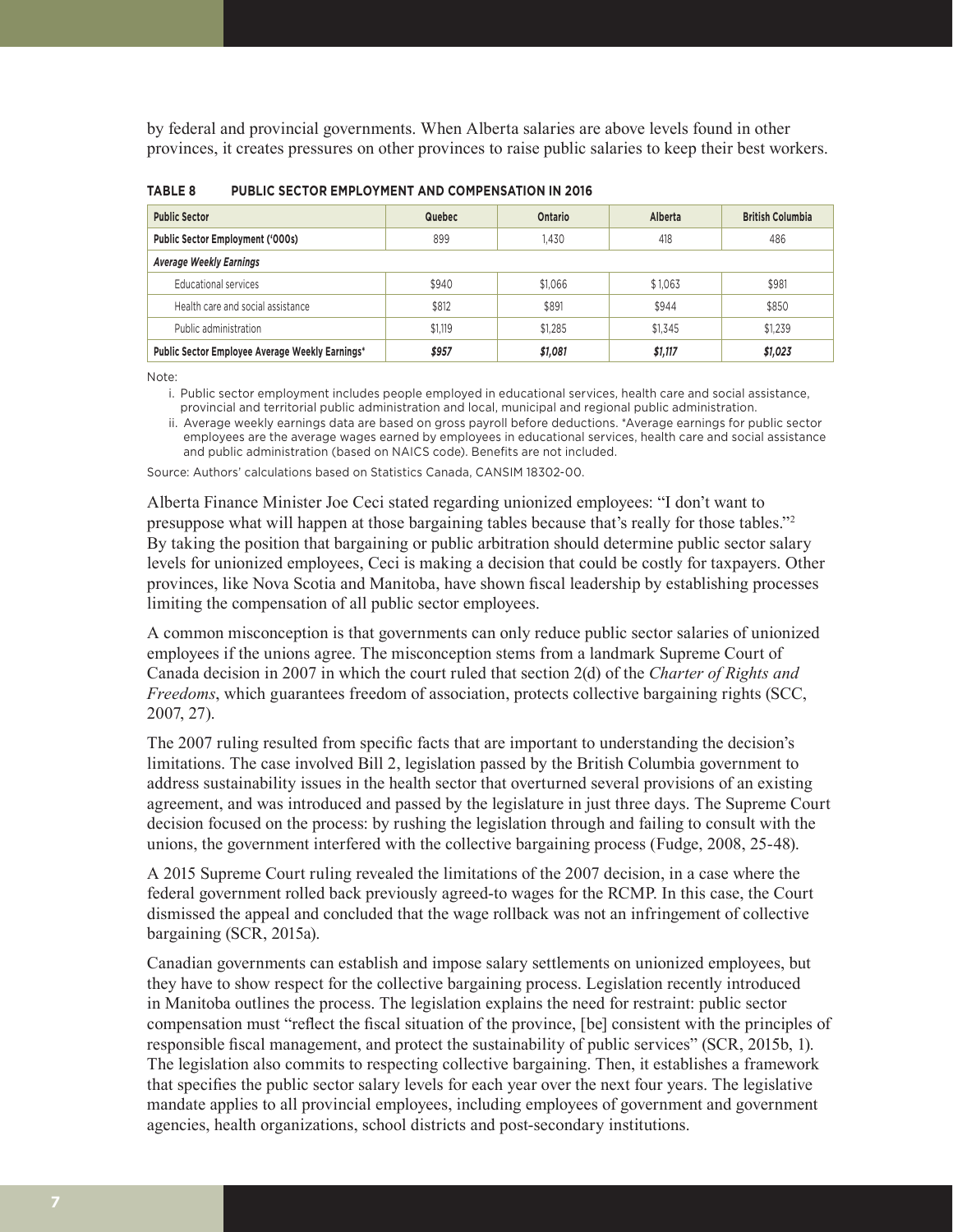by federal and provincial governments. When Alberta salaries are above levels found in other provinces, it creates pressures on other provinces to raise public salaries to keep their best workers.

**TABLE 8 PUBLIC SECTOR EMPLOYMENT AND COMPENSATION IN 2016**

| Public Sector | Quebec | Ontario | Alberta | British Columbia |
|---|---|---|---|---|
| **Public Sector Employment ('000s)** | 899 | 1,430 | 418 | 486 |
| ***Average Weekly Earnings*** | | | | |
| Educational services | $940 | $1,066 | $1,063 | $981 |
| Health care and social assistance | $812 | $891 | $944 | $850 |
| Public administration | $1,119 | $1,285 | $1,345 | $1,239 |
| **Public Sector Employee Average Weekly Earnings*** | ***$957*** | ***$1,081*** | ***$1,117*** | ***$1,023*** |

Note:

i. Public sector employment includes people employed in educational services, health care and social assistance, provincial and territorial public administration and local, municipal and regional public administration.

ii. Average weekly earnings data are based on gross payroll before deductions. *Average earnings for public sector employees are the average wages earned by employees in educational services, health care and social assistance and public administration (based on NAICS code). Benefits are not included.

Source: Authors' calculations based on Statistics Canada, CANSIM 18302-00.

Alberta Finance Minister Joe Ceci stated regarding unionized employees: "I don't want to presuppose what will happen at those bargaining tables because that's really for those tables."[2] By taking the position that bargaining or public arbitration should determine public sector salary levels for unionized employees, Ceci is making a decision that could be costly for taxpayers. Other provinces, like Nova Scotia and Manitoba, have shown fiscal leadership by establishing processes limiting the compensation of all public sector employees.

A common misconception is that governments can only reduce public sector salaries of unionized employees if the unions agree. The misconception stems from a landmark Supreme Court of Canada decision in 2007 in which the court ruled that section 2(d) of the *Charter of Rights and Freedoms*, which guarantees freedom of association, protects collective bargaining rights (SCC, 2007, 27).

The 2007 ruling resulted from specific facts that are important to understanding the decision's limitations. The case involved Bill 2, legislation passed by the British Columbia government to address sustainability issues in the health sector that overturned several provisions of an existing agreement, and was introduced and passed by the legislature in just three days. The Supreme Court decision focused on the process: by rushing the legislation through and failing to consult with the unions, the government interfered with the collective bargaining process (Fudge, 2008, 25-48).

A 2015 Supreme Court ruling revealed the limitations of the 2007 decision, in a case where the federal government rolled back previously agreed-to wages for the RCMP. In this case, the Court dismissed the appeal and concluded that the wage rollback was not an infringement of collective bargaining (SCR, 2015a).

Canadian governments can establish and impose salary settlements on unionized employees, but they have to show respect for the collective bargaining process. Legislation recently introduced in Manitoba outlines the process. The legislation explains the need for restraint: public sector compensation must "reflect the fiscal situation of the province, [be] consistent with the principles of responsible fiscal management, and protect the sustainability of public services" (SCR, 2015b, 1). The legislation also commits to respecting collective bargaining. Then, it establishes a framework that specifies the public sector salary levels for each year over the next four years. The legislative mandate applies to all provincial employees, including employees of government and government agencies, health organizations, school districts and post-secondary institutions.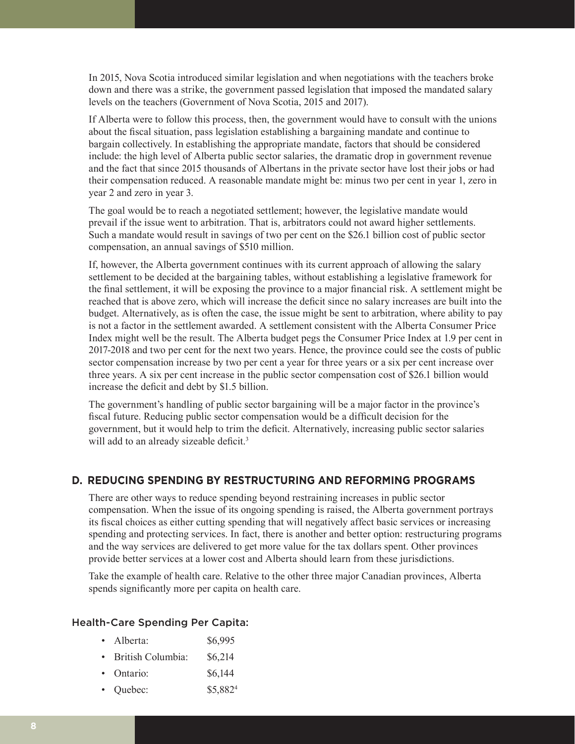In 2015, Nova Scotia introduced similar legislation and when negotiations with the teachers broke down and there was a strike, the government passed legislation that imposed the mandated salary levels on the teachers (Government of Nova Scotia, 2015 and 2017).

If Alberta were to follow this process, then, the government would have to consult with the unions about the fiscal situation, pass legislation establishing a bargaining mandate and continue to bargain collectively. In establishing the appropriate mandate, factors that should be considered include: the high level of Alberta public sector salaries, the dramatic drop in government revenue and the fact that since 2015 thousands of Albertans in the private sector have lost their jobs or had their compensation reduced. A reasonable mandate might be: minus two per cent in year 1, zero in year 2 and zero in year 3.

The goal would be to reach a negotiated settlement; however, the legislative mandate would prevail if the issue went to arbitration. That is, arbitrators could not award higher settlements. Such a mandate would result in savings of two per cent on the $26.1 billion cost of public sector compensation, an annual savings of $510 million.

If, however, the Alberta government continues with its current approach of allowing the salary settlement to be decided at the bargaining tables, without establishing a legislative framework for the final settlement, it will be exposing the province to a major financial risk. A settlement might be reached that is above zero, which will increase the deficit since no salary increases are built into the budget. Alternatively, as is often the case, the issue might be sent to arbitration, where ability to pay is not a factor in the settlement awarded. A settlement consistent with the Alberta Consumer Price Index might well be the result. The Alberta budget pegs the Consumer Price Index at 1.9 per cent in 2017-2018 and two per cent for the next two years. Hence, the province could see the costs of public sector compensation increase by two per cent a year for three years or a six per cent increase over three years. A six per cent increase in the public sector compensation cost of $26.1 billion would increase the deficit and debt by $1.5 billion.

The government's handling of public sector bargaining will be a major factor in the province's fiscal future. Reducing public sector compensation would be a difficult decision for the government, but it would help to trim the deficit. Alternatively, increasing public sector salaries will add to an already sizeable deficit.[3]

## D. REDUCING SPENDING BY RESTRUCTURING AND REFORMING PROGRAMS

There are other ways to reduce spending beyond restraining increases in public sector compensation. When the issue of its ongoing spending is raised, the Alberta government portrays its fiscal choices as either cutting spending that will negatively affect basic services or increasing spending and protecting services. In fact, there is another and better option: restructuring programs and the way services are delivered to get more value for the tax dollars spent. Other provinces provide better services at a lower cost and Alberta should learn from these jurisdictions.

Take the example of health care. Relative to the other three major Canadian provinces, Alberta spends significantly more per capita on health care.

### Health-Care Spending Per Capita:

- Alberta: $6,995
- British Columbia: $6,214
- Ontario: $6,144
- Quebec: $5,882[4]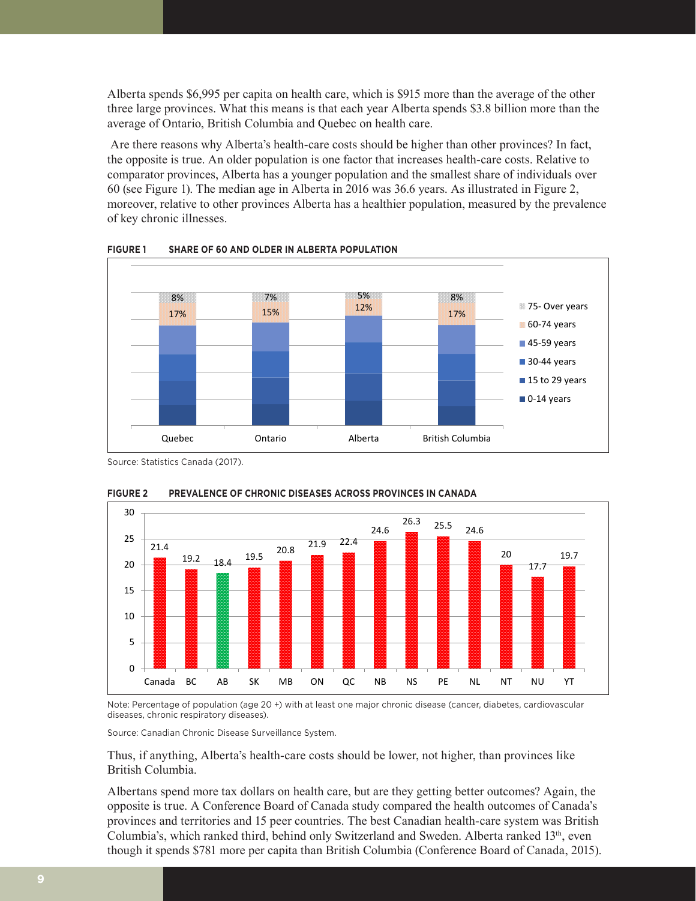Alberta spends $6,995 per capita on health care, which is $915 more than the average of the other three large provinces. What this means is that each year Alberta spends $3.8 billion more than the average of Ontario, British Columbia and Quebec on health care.

Are there reasons why Alberta's health-care costs should be higher than other provinces? In fact, the opposite is true. An older population is one factor that increases health-care costs. Relative to comparator provinces, Alberta has a younger population and the smallest share of individuals over 60 (see Figure 1). The median age in Alberta in 2016 was 36.6 years. As illustrated in Figure 2, moreover, relative to other provinces Alberta has a healthier population, measured by the prevalence of key chronic illnesses.

**FIGURE 1 SHARE OF 60 AND OLDER IN ALBERTA POPULATION**

| | Quebec | Ontario | Alberta | British Columbia |
|---|---|---|---|---|
| 75- Over years | 8% | 7% | 5% | 8% |
| 60-74 years | 17% | 15% | 12% | 17% |

Source: Statistics Canada (2017).

**FIGURE 2 PREVALENCE OF CHRONIC DISEASES ACROSS PROVINCES IN CANADA**

| Canada | BC | AB | SK | MB | ON | QC | NB | NS | PE | NL | NT | NU | YT |
|---|---|---|---|---|---|---|---|---|---|---|---|---|---|
| 21.4 | 19.2 | 18.4 | 19.5 | 20.8 | 21.9 | 22.4 | 24.6 | 26.3 | 25.5 | 24.6 | 20 | 17.7 | 19.7 |

Note: Percentage of population (age 20 +) with at least one major chronic disease (cancer, diabetes, cardiovascular diseases, chronic respiratory diseases).

Source: Canadian Chronic Disease Surveillance System.

Thus, if anything, Alberta's health-care costs should be lower, not higher, than provinces like British Columbia.

Albertans spend more tax dollars on health care, but are they getting better outcomes? Again, the opposite is true. A Conference Board of Canada study compared the health outcomes of Canada's provinces and territories and 15 peer countries. The best Canadian health-care system was British Columbia's, which ranked third, behind only Switzerland and Sweden. Alberta ranked 13th, even though it spends $781 more per capita than British Columbia (Conference Board of Canada, 2015).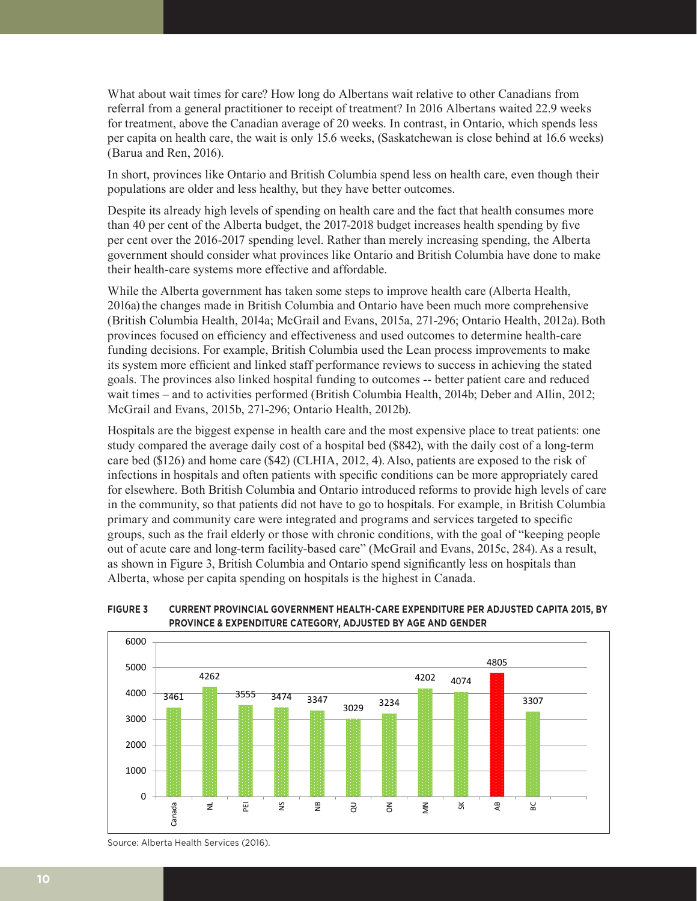What about wait times for care? How long do Albertans wait relative to other Canadians from referral from a general practitioner to receipt of treatment? In 2016 Albertans waited 22.9 weeks for treatment, above the Canadian average of 20 weeks. In contrast, in Ontario, which spends less per capita on health care, the wait is only 15.6 weeks, (Saskatchewan is close behind at 16.6 weeks) (Barua and Ren, 2016).

In short, provinces like Ontario and British Columbia spend less on health care, even though their populations are older and less healthy, but they have better outcomes.

Despite its already high levels of spending on health care and the fact that health consumes more than 40 per cent of the Alberta budget, the 2017-2018 budget increases health spending by five per cent over the 2016-2017 spending level. Rather than merely increasing spending, the Alberta government should consider what provinces like Ontario and British Columbia have done to make their health-care systems more effective and affordable.

While the Alberta government has taken some steps to improve health care (Alberta Health, 2016a) the changes made in British Columbia and Ontario have been much more comprehensive (British Columbia Health, 2014a; McGrail and Evans, 2015a, 271-296; Ontario Health, 2012a). Both provinces focused on efficiency and effectiveness and used outcomes to determine health-care funding decisions. For example, British Columbia used the Lean process improvements to make its system more efficient and linked staff performance reviews to success in achieving the stated goals. The provinces also linked hospital funding to outcomes -- better patient care and reduced wait times – and to activities performed (British Columbia Health, 2014b; Deber and Allin, 2012; McGrail and Evans, 2015b, 271-296; Ontario Health, 2012b).

Hospitals are the biggest expense in health care and the most expensive place to treat patients: one study compared the average daily cost of a hospital bed ($842), with the daily cost of a long-term care bed ($126) and home care ($42) (CLHIA, 2012, 4). Also, patients are exposed to the risk of infections in hospitals and often patients with specific conditions can be more appropriately cared for elsewhere. Both British Columbia and Ontario introduced reforms to provide high levels of care in the community, so that patients did not have to go to hospitals. For example, in British Columbia primary and community care were integrated and programs and services targeted to specific groups, such as the frail elderly or those with chronic conditions, with the goal of "keeping people out of acute care and long-term facility-based care" (McGrail and Evans, 2015c, 284). As a result, as shown in Figure 3, British Columbia and Ontario spend significantly less on hospitals than Alberta, whose per capita spending on hospitals is the highest in Canada.

**FIGURE 3 CURRENT PROVINCIAL GOVERNMENT HEALTH-CARE EXPENDITURE PER ADJUSTED CAPITA 2015, BY PROVINCE & EXPENDITURE CATEGORY, ADJUSTED BY AGE AND GENDER**

| Canada | NL | PEI | NS | NB | QU | ON | MN | SK | AB | BC |
|---|---|---|---|---|---|---|---|---|---|---|
| 3461 | 4262 | 3555 | 3474 | 3347 | 3029 | 3234 | 4202 | 4074 | 4805 | 3307 |

Source: Alberta Health Services (2016).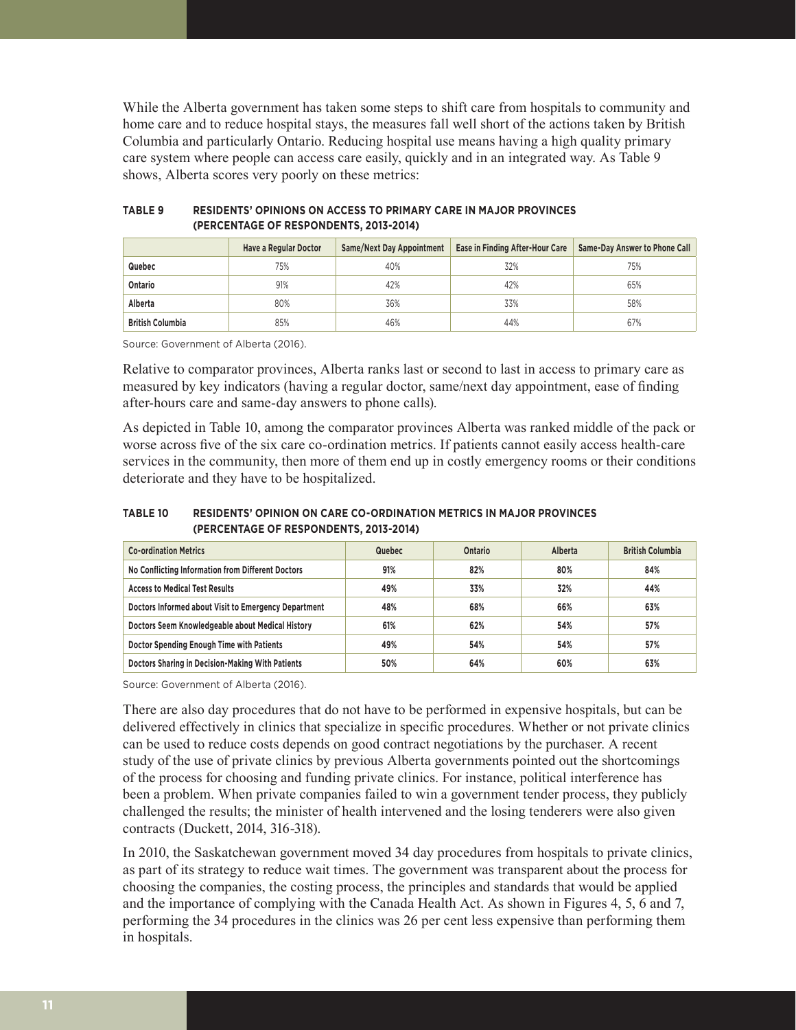While the Alberta government has taken some steps to shift care from hospitals to community and home care and to reduce hospital stays, the measures fall well short of the actions taken by British Columbia and particularly Ontario. Reducing hospital use means having a high quality primary care system where people can access care easily, quickly and in an integrated way. As Table 9 shows, Alberta scores very poorly on these metrics:

**TABLE 9 RESIDENTS' OPINIONS ON ACCESS TO PRIMARY CARE IN MAJOR PROVINCES (PERCENTAGE OF RESPONDENTS, 2013-2014)**

| | Have a Regular Doctor | Same/Next Day Appointment | Ease in Finding After-Hour Care | Same-Day Answer to Phone Call |
|---|---|---|---|---|
| **Quebec** | 75% | 40% | 32% | 75% |
| **Ontario** | 91% | 42% | 42% | 65% |
| **Alberta** | 80% | 36% | 33% | 58% |
| **British Columbia** | 85% | 46% | 44% | 67% |

Source: Government of Alberta (2016).

Relative to comparator provinces, Alberta ranks last or second to last in access to primary care as measured by key indicators (having a regular doctor, same/next day appointment, ease of finding after-hours care and same-day answers to phone calls).

As depicted in Table 10, among the comparator provinces Alberta was ranked middle of the pack or worse across five of the six care co-ordination metrics. If patients cannot easily access health-care services in the community, then more of them end up in costly emergency rooms or their conditions deteriorate and they have to be hospitalized.

**TABLE 10 RESIDENTS' OPINION ON CARE CO-ORDINATION METRICS IN MAJOR PROVINCES (PERCENTAGE OF RESPONDENTS, 2013-2014)**

| Co-ordination Metrics | Quebec | Ontario | Alberta | British Columbia |
|---|---|---|---|---|
| No Conflicting Information from Different Doctors | 91% | 82% | 80% | 84% |
| Access to Medical Test Results | 49% | 33% | 32% | 44% |
| Doctors Informed about Visit to Emergency Department | 48% | 68% | 66% | 63% |
| Doctors Seem Knowledgeable about Medical History | 61% | 62% | 54% | 57% |
| Doctor Spending Enough Time with Patients | 49% | 54% | 54% | 57% |
| Doctors Sharing in Decision-Making With Patients | 50% | 64% | 60% | 63% |

Source: Government of Alberta (2016).

There are also day procedures that do not have to be performed in expensive hospitals, but can be delivered effectively in clinics that specialize in specific procedures. Whether or not private clinics can be used to reduce costs depends on good contract negotiations by the purchaser. A recent study of the use of private clinics by previous Alberta governments pointed out the shortcomings of the process for choosing and funding private clinics. For instance, political interference has been a problem. When private companies failed to win a government tender process, they publicly challenged the results; the minister of health intervened and the losing tenderers were also given contracts (Duckett, 2014, 316-318).

In 2010, the Saskatchewan government moved 34 day procedures from hospitals to private clinics, as part of its strategy to reduce wait times. The government was transparent about the process for choosing the companies, the costing process, the principles and standards that would be applied and the importance of complying with the Canada Health Act. As shown in Figures 4, 5, 6 and 7, performing the 34 procedures in the clinics was 26 per cent less expensive than performing them in hospitals.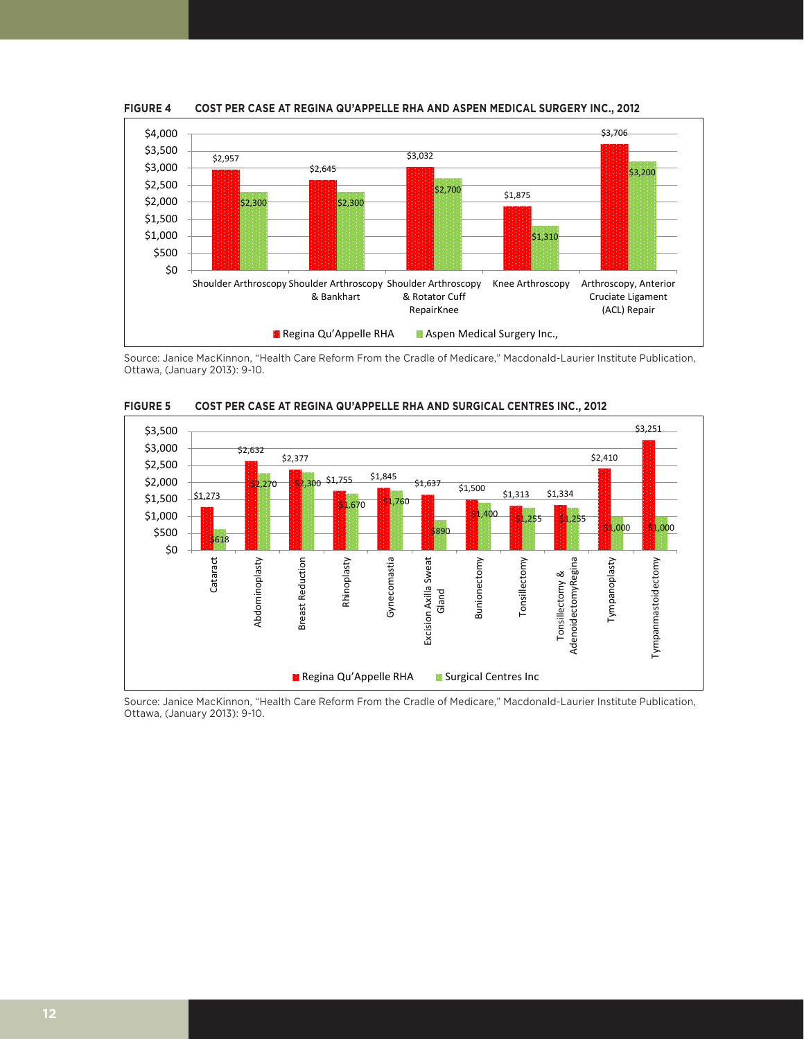**FIGURE 4 COST PER CASE AT REGINA QU'APPELLE RHA AND ASPEN MEDICAL SURGERY INC., 2012**

| Procedure | Regina Qu'Appelle RHA | Aspen Medical Surgery Inc., |
|---|---|---|
| Shoulder Arthroscopy | $2,957 | $2,300 |
| Shoulder Arthroscopy & Bankhart | $2,645 | $2,300 |
| Shoulder Arthroscopy & Rotator Cuff RepairKnee | $3,032 | $2,700 |
| Knee Arthroscopy | $1,875 | $1,310 |
| Arthroscopy, Anterior Cruciate Ligament (ACL) Repair | $3,706 | $3,200 |

Source: Janice MacKinnon, "Health Care Reform From the Cradle of Medicare," Macdonald-Laurier Institute Publication, Ottawa, (January 2013): 9-10.

**FIGURE 5 COST PER CASE AT REGINA QU'APPELLE RHA AND SURGICAL CENTRES INC., 2012**

| Procedure | Regina Qu'Appelle RHA | Surgical Centres Inc |
|---|---|---|
| Cataract | $1,273 | $618 |
| Abdominoplasty | $2,632 | $2,270 |
| Breast Reduction | $2,377 | $2,300 |
| Rhinoplasty | $1,755 | $1,670 |
| Gynecomastia | $1,845 | $1,760 |
| Excision Axilla Sweat Gland | $1,637 | $890 |
| Bunionectomy | $1,500 | $1,400 |
| Tonsillectomy | $1,313 | $1,255 |
| Tonsillectomy & AdenoidectomyRegina | $1,334 | $1,255 |
| Tympanoplasty | $2,410 | $1,000 |
| Tympanmastoidectomy | $3,251 | $1,000 |

Source: Janice MacKinnon, "Health Care Reform From the Cradle of Medicare," Macdonald-Laurier Institute Publication, Ottawa, (January 2013): 9-10.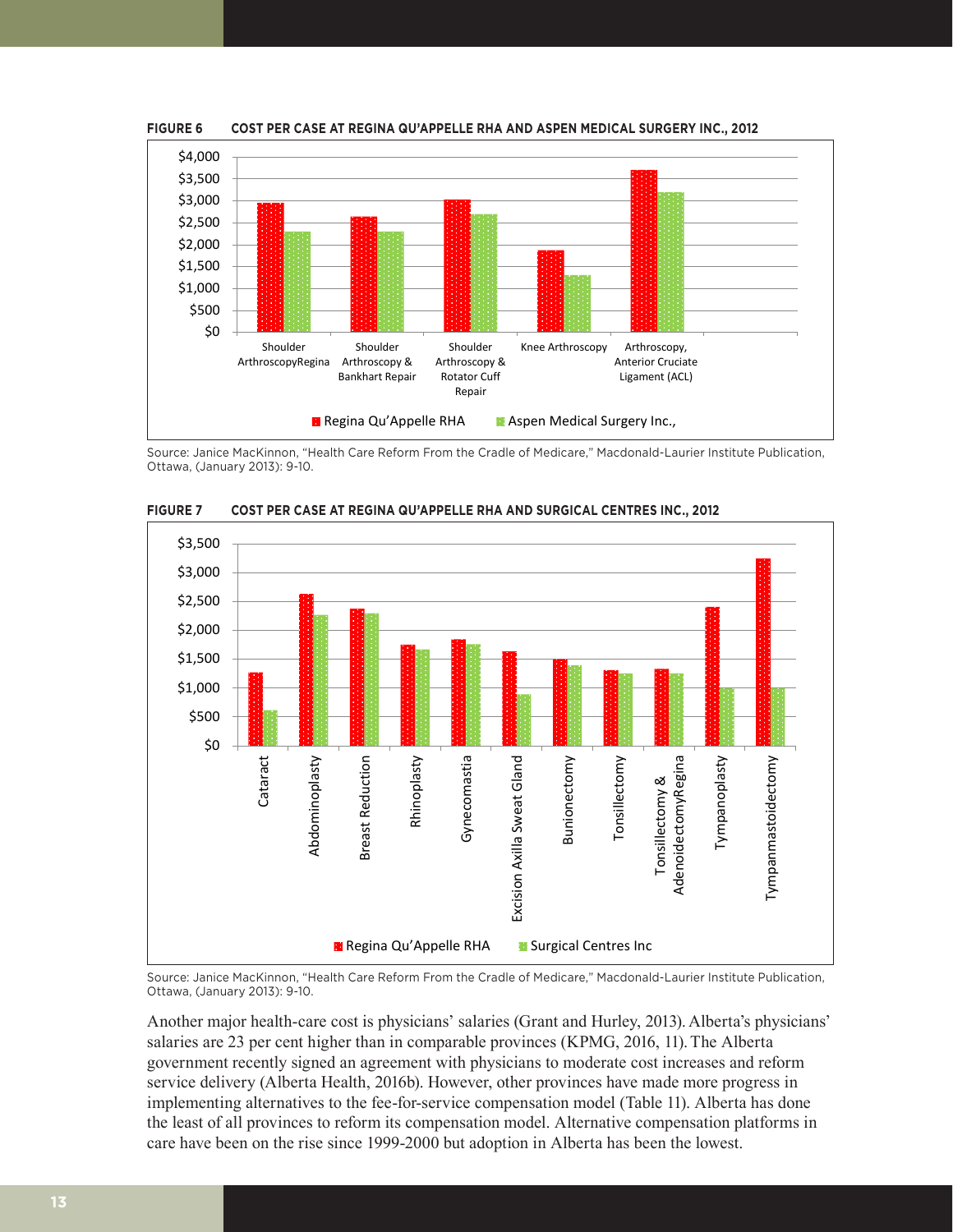**FIGURE 6 COST PER CASE AT REGINA QU'APPELLE RHA AND ASPEN MEDICAL SURGERY INC., 2012**

Source: Janice MacKinnon, "Health Care Reform From the Cradle of Medicare," Macdonald-Laurier Institute Publication, Ottawa, (January 2013): 9-10.

**FIGURE 7 COST PER CASE AT REGINA QU'APPELLE RHA AND SURGICAL CENTRES INC., 2012**

Source: Janice MacKinnon, "Health Care Reform From the Cradle of Medicare," Macdonald-Laurier Institute Publication, Ottawa, (January 2013): 9-10.

Another major health-care cost is physicians' salaries (Grant and Hurley, 2013). Alberta's physicians' salaries are 23 per cent higher than in comparable provinces (KPMG, 2016, 11). The Alberta government recently signed an agreement with physicians to moderate cost increases and reform service delivery (Alberta Health, 2016b). However, other provinces have made more progress in implementing alternatives to the fee-for-service compensation model (Table 11). Alberta has done the least of all provinces to reform its compensation model. Alternative compensation platforms in care have been on the rise since 1999-2000 but adoption in Alberta has been the lowest.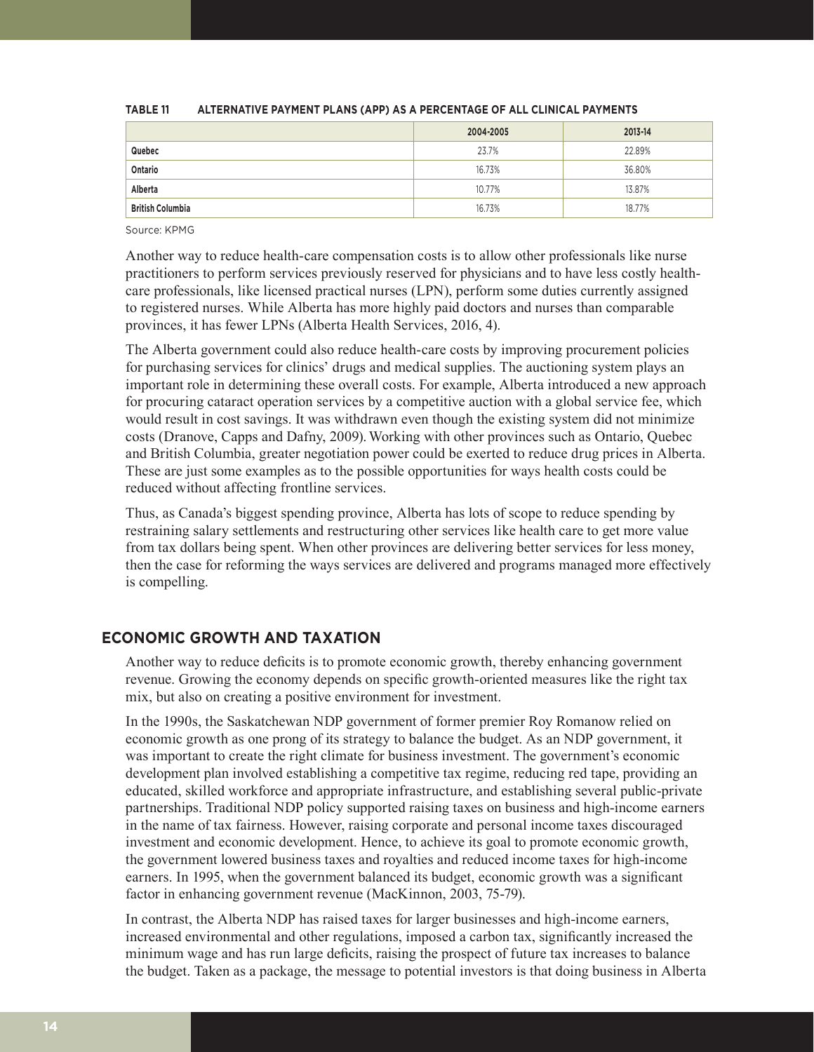**TABLE 11 ALTERNATIVE PAYMENT PLANS (APP) AS A PERCENTAGE OF ALL CLINICAL PAYMENTS**

| | 2004-2005 | 2013-14 |
|---|---|---|
| **Quebec** | 23.7% | 22.89% |
| **Ontario** | 16.73% | 36.80% |
| **Alberta** | 10.77% | 13.87% |
| **British Columbia** | 16.73% | 18.77% |

Source: KPMG

Another way to reduce health-care compensation costs is to allow other professionals like nurse practitioners to perform services previously reserved for physicians and to have less costly health-care professionals, like licensed practical nurses (LPN), perform some duties currently assigned to registered nurses. While Alberta has more highly paid doctors and nurses than comparable provinces, it has fewer LPNs (Alberta Health Services, 2016, 4).

The Alberta government could also reduce health-care costs by improving procurement policies for purchasing services for clinics' drugs and medical supplies. The auctioning system plays an important role in determining these overall costs. For example, Alberta introduced a new approach for procuring cataract operation services by a competitive auction with a global service fee, which would result in cost savings. It was withdrawn even though the existing system did not minimize costs (Dranove, Capps and Dafny, 2009). Working with other provinces such as Ontario, Quebec and British Columbia, greater negotiation power could be exerted to reduce drug prices in Alberta. These are just some examples as to the possible opportunities for ways health costs could be reduced without affecting frontline services.

Thus, as Canada's biggest spending province, Alberta has lots of scope to reduce spending by restraining salary settlements and restructuring other services like health care to get more value from tax dollars being spent. When other provinces are delivering better services for less money, then the case for reforming the ways services are delivered and programs managed more effectively is compelling.

## ECONOMIC GROWTH AND TAXATION

Another way to reduce deficits is to promote economic growth, thereby enhancing government revenue. Growing the economy depends on specific growth-oriented measures like the right tax mix, but also on creating a positive environment for investment.

In the 1990s, the Saskatchewan NDP government of former premier Roy Romanow relied on economic growth as one prong of its strategy to balance the budget. As an NDP government, it was important to create the right climate for business investment. The government's economic development plan involved establishing a competitive tax regime, reducing red tape, providing an educated, skilled workforce and appropriate infrastructure, and establishing several public-private partnerships. Traditional NDP policy supported raising taxes on business and high-income earners in the name of tax fairness. However, raising corporate and personal income taxes discouraged investment and economic development. Hence, to achieve its goal to promote economic growth, the government lowered business taxes and royalties and reduced income taxes for high-income earners. In 1995, when the government balanced its budget, economic growth was a significant factor in enhancing government revenue (MacKinnon, 2003, 75-79).

In contrast, the Alberta NDP has raised taxes for larger businesses and high-income earners, increased environmental and other regulations, imposed a carbon tax, significantly increased the minimum wage and has run large deficits, raising the prospect of future tax increases to balance the budget. Taken as a package, the message to potential investors is that doing business in Alberta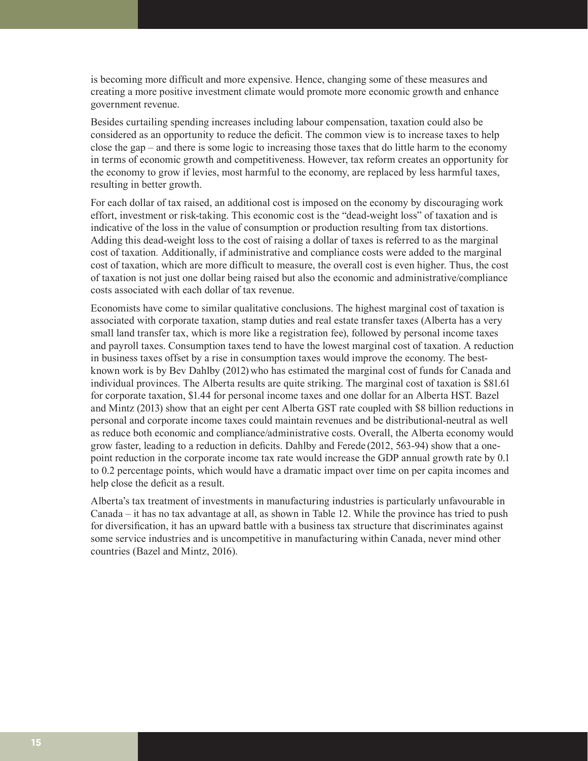is becoming more difficult and more expensive. Hence, changing some of these measures and creating a more positive investment climate would promote more economic growth and enhance government revenue.

Besides curtailing spending increases including labour compensation, taxation could also be considered as an opportunity to reduce the deficit. The common view is to increase taxes to help close the gap – and there is some logic to increasing those taxes that do little harm to the economy in terms of economic growth and competitiveness. However, tax reform creates an opportunity for the economy to grow if levies, most harmful to the economy, are replaced by less harmful taxes, resulting in better growth.

For each dollar of tax raised, an additional cost is imposed on the economy by discouraging work effort, investment or risk-taking. This economic cost is the "dead-weight loss" of taxation and is indicative of the loss in the value of consumption or production resulting from tax distortions. Adding this dead-weight loss to the cost of raising a dollar of taxes is referred to as the marginal cost of taxation. Additionally, if administrative and compliance costs were added to the marginal cost of taxation, which are more difficult to measure, the overall cost is even higher. Thus, the cost of taxation is not just one dollar being raised but also the economic and administrative/compliance costs associated with each dollar of tax revenue.

Economists have come to similar qualitative conclusions. The highest marginal cost of taxation is associated with corporate taxation, stamp duties and real estate transfer taxes (Alberta has a very small land transfer tax, which is more like a registration fee), followed by personal income taxes and payroll taxes. Consumption taxes tend to have the lowest marginal cost of taxation. A reduction in business taxes offset by a rise in consumption taxes would improve the economy. The best-known work is by Bev Dahlby (2012) who has estimated the marginal cost of funds for Canada and individual provinces. The Alberta results are quite striking. The marginal cost of taxation is $81.61 for corporate taxation, $1.44 for personal income taxes and one dollar for an Alberta HST. Bazel and Mintz (2013) show that an eight per cent Alberta GST rate coupled with $8 billion reductions in personal and corporate income taxes could maintain revenues and be distributional-neutral as well as reduce both economic and compliance/administrative costs. Overall, the Alberta economy would grow faster, leading to a reduction in deficits. Dahlby and Ferede (2012, 563-94) show that a one-point reduction in the corporate income tax rate would increase the GDP annual growth rate by 0.1 to 0.2 percentage points, which would have a dramatic impact over time on per capita incomes and help close the deficit as a result.

Alberta's tax treatment of investments in manufacturing industries is particularly unfavourable in Canada – it has no tax advantage at all, as shown in Table 12. While the province has tried to push for diversification, it has an upward battle with a business tax structure that discriminates against some service industries and is uncompetitive in manufacturing within Canada, never mind other countries (Bazel and Mintz, 2016).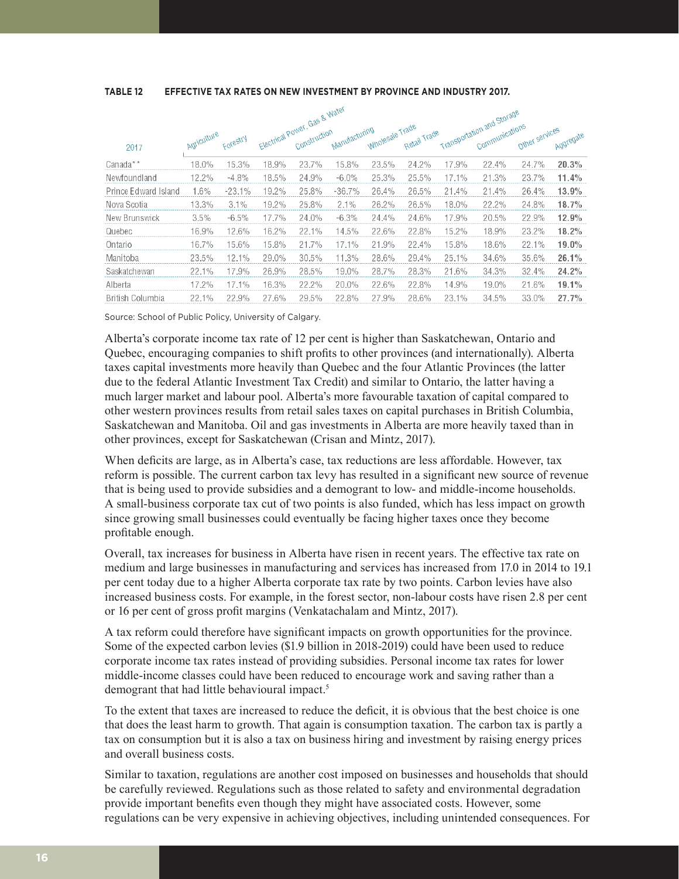**TABLE 12 EFFECTIVE TAX RATES ON NEW INVESTMENT BY PROVINCE AND INDUSTRY 2017.**

| 2017 | Agriculture | Forestry | Electrical Power, Gas & Water | Construction | Manufacturing | Wholesale Trade | Retail Trade | Transportation and Storage | Communications | Other services | Aggregate |
|---|---|---|---|---|---|---|---|---|---|---|---|
| Canada** | 18.0% | 15.3% | 18.9% | 23.7% | 15.8% | 23.5% | 24.2% | 17.9% | 22.4% | 24.7% | **20.3%** |
| Newfoundland | 12.2% | -4.8% | 18.5% | 24.9% | -6.0% | 25.3% | 25.5% | 17.1% | 21.3% | 23.7% | **11.4%** |
| Prince Edward Island | 1.6% | -23.1% | 19.2% | 25.8% | -36.7% | 26.4% | 26.5% | 21.4% | 21.4% | 26.4% | **13.9%** |
| Nova Scotia | 13.3% | 3.1% | 19.2% | 25.8% | 2.1% | 26.2% | 26.5% | 18.0% | 22.2% | 24.8% | **18.7%** |
| New Brunswick | 3.5% | -6.5% | 17.7% | 24.0% | -6.3% | 24.4% | 24.6% | 17.9% | 20.5% | 22.9% | **12.9%** |
| Quebec | 16.9% | 12.6% | 16.2% | 22.1% | 14.5% | 22.6% | 22.8% | 15.2% | 18.9% | 23.2% | **18.2%** |
| Ontario | 16.7% | 15.6% | 15.8% | 21.7% | 17.1% | 21.9% | 22.4% | 15.8% | 18.6% | 22.1% | **19.0%** |
| Manitoba | 23.5% | 12.1% | 29.0% | 30.5% | 11.3% | 28.6% | 29.4% | 25.1% | 34.6% | 35.6% | **26.1%** |
| Saskatchewan | 22.1% | 17.9% | 26.9% | 28.5% | 19.0% | 28.7% | 28.3% | 21.6% | 34.3% | 32.4% | **24.2%** |
| Alberta | 17.2% | 17.1% | 16.3% | 22.2% | 20.0% | 22.6% | 22.8% | 14.9% | 19.0% | 21.6% | **19.1%** |
| British Columbia | 22.1% | 22.9% | 27.6% | 29.5% | 22.8% | 27.9% | 28.6% | 23.1% | 34.5% | 33.0% | **27.7%** |

Source: School of Public Policy, University of Calgary.

Alberta's corporate income tax rate of 12 per cent is higher than Saskatchewan, Ontario and Quebec, encouraging companies to shift profits to other provinces (and internationally). Alberta taxes capital investments more heavily than Quebec and the four Atlantic Provinces (the latter due to the federal Atlantic Investment Tax Credit) and similar to Ontario, the latter having a much larger market and labour pool. Alberta's more favourable taxation of capital compared to other western provinces results from retail sales taxes on capital purchases in British Columbia, Saskatchewan and Manitoba. Oil and gas investments in Alberta are more heavily taxed than in other provinces, except for Saskatchewan (Crisan and Mintz, 2017).

When deficits are large, as in Alberta's case, tax reductions are less affordable. However, tax reform is possible. The current carbon tax levy has resulted in a significant new source of revenue that is being used to provide subsidies and a demogrant to low- and middle-income households. A small-business corporate tax cut of two points is also funded, which has less impact on growth since growing small businesses could eventually be facing higher taxes once they become profitable enough.

Overall, tax increases for business in Alberta have risen in recent years. The effective tax rate on medium and large businesses in manufacturing and services has increased from 17.0 in 2014 to 19.1 per cent today due to a higher Alberta corporate tax rate by two points. Carbon levies have also increased business costs. For example, in the forest sector, non-labour costs have risen 2.8 per cent or 16 per cent of gross profit margins (Venkatachalam and Mintz, 2017).

A tax reform could therefore have significant impacts on growth opportunities for the province. Some of the expected carbon levies ($1.9 billion in 2018-2019) could have been used to reduce corporate income tax rates instead of providing subsidies. Personal income tax rates for lower middle-income classes could have been reduced to encourage work and saving rather than a demogrant that had little behavioural impact.[5]

To the extent that taxes are increased to reduce the deficit, it is obvious that the best choice is one that does the least harm to growth. That again is consumption taxation. The carbon tax is partly a tax on consumption but it is also a tax on business hiring and investment by raising energy prices and overall business costs.

Similar to taxation, regulations are another cost imposed on businesses and households that should be carefully reviewed. Regulations such as those related to safety and environmental degradation provide important benefits even though they might have associated costs. However, some regulations can be very expensive in achieving objectives, including unintended consequences. For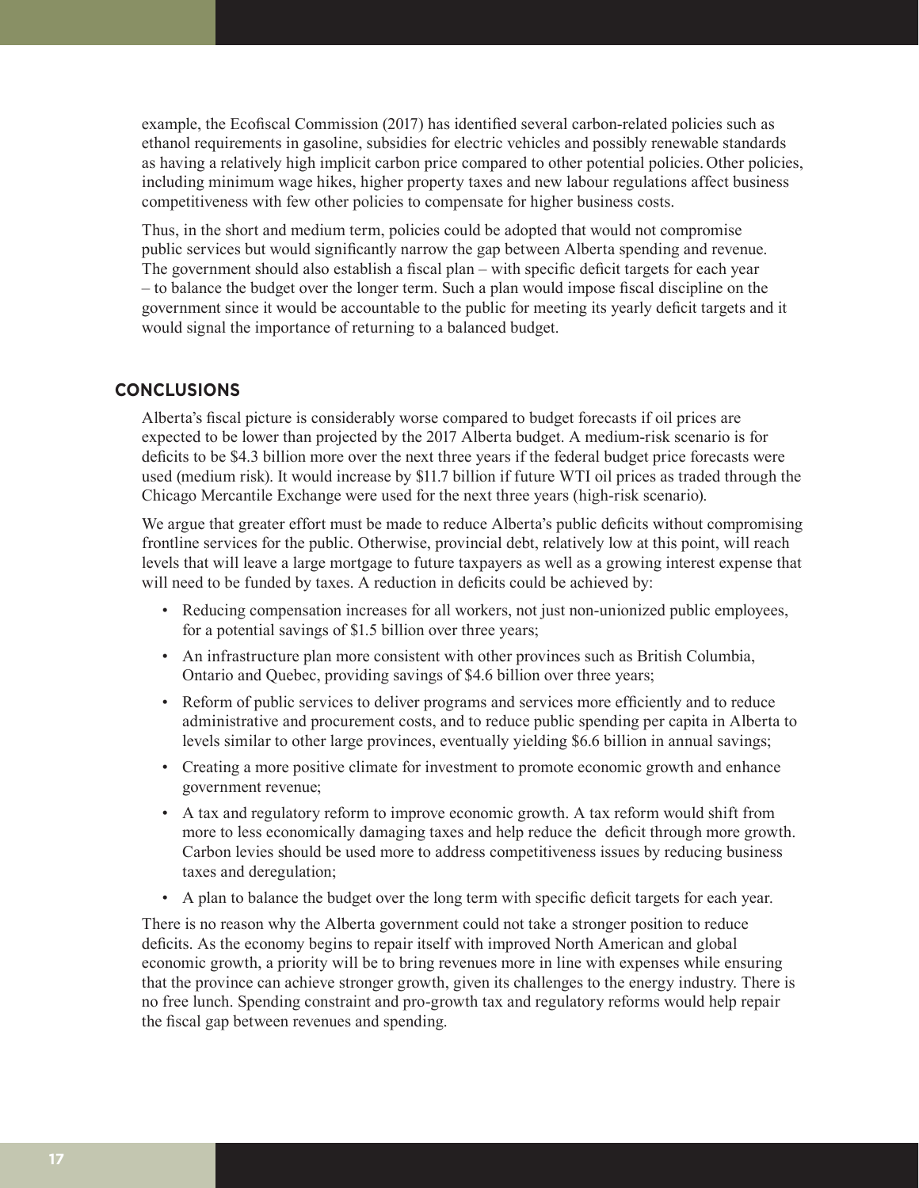example, the Ecofiscal Commission (2017) has identified several carbon-related policies such as ethanol requirements in gasoline, subsidies for electric vehicles and possibly renewable standards as having a relatively high implicit carbon price compared to other potential policies. Other policies, including minimum wage hikes, higher property taxes and new labour regulations affect business competitiveness with few other policies to compensate for higher business costs.

Thus, in the short and medium term, policies could be adopted that would not compromise public services but would significantly narrow the gap between Alberta spending and revenue. The government should also establish a fiscal plan – with specific deficit targets for each year – to balance the budget over the longer term. Such a plan would impose fiscal discipline on the government since it would be accountable to the public for meeting its yearly deficit targets and it would signal the importance of returning to a balanced budget.

## CONCLUSIONS

Alberta's fiscal picture is considerably worse compared to budget forecasts if oil prices are expected to be lower than projected by the 2017 Alberta budget. A medium-risk scenario is for deficits to be $4.3 billion more over the next three years if the federal budget price forecasts were used (medium risk). It would increase by $11.7 billion if future WTI oil prices as traded through the Chicago Mercantile Exchange were used for the next three years (high-risk scenario).

We argue that greater effort must be made to reduce Alberta's public deficits without compromising frontline services for the public. Otherwise, provincial debt, relatively low at this point, will reach levels that will leave a large mortgage to future taxpayers as well as a growing interest expense that will need to be funded by taxes. A reduction in deficits could be achieved by:

- Reducing compensation increases for all workers, not just non-unionized public employees, for a potential savings of $1.5 billion over three years;
- An infrastructure plan more consistent with other provinces such as British Columbia, Ontario and Quebec, providing savings of $4.6 billion over three years;
- Reform of public services to deliver programs and services more efficiently and to reduce administrative and procurement costs, and to reduce public spending per capita in Alberta to levels similar to other large provinces, eventually yielding $6.6 billion in annual savings;
- Creating a more positive climate for investment to promote economic growth and enhance government revenue;
- A tax and regulatory reform to improve economic growth. A tax reform would shift from more to less economically damaging taxes and help reduce the deficit through more growth. Carbon levies should be used more to address competitiveness issues by reducing business taxes and deregulation;
- A plan to balance the budget over the long term with specific deficit targets for each year.

There is no reason why the Alberta government could not take a stronger position to reduce deficits. As the economy begins to repair itself with improved North American and global economic growth, a priority will be to bring revenues more in line with expenses while ensuring that the province can achieve stronger growth, given its challenges to the energy industry. There is no free lunch. Spending constraint and pro-growth tax and regulatory reforms would help repair the fiscal gap between revenues and spending.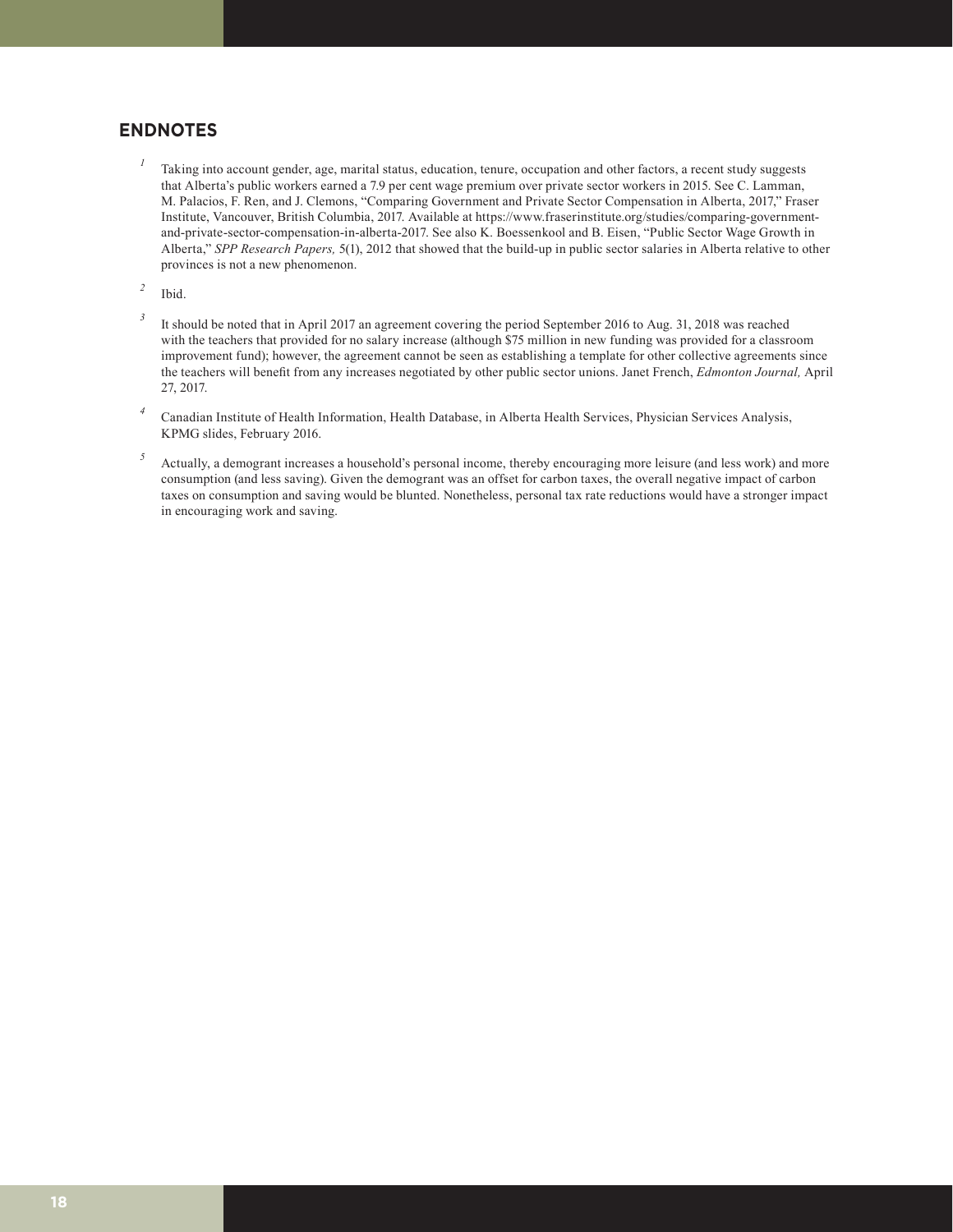## ENDNOTES

[1] Taking into account gender, age, marital status, education, tenure, occupation and other factors, a recent study suggests that Alberta's public workers earned a 7.9 per cent wage premium over private sector workers in 2015. See C. Lamman, M. Palacios, F. Ren, and J. Clemons, "Comparing Government and Private Sector Compensation in Alberta, 2017," Fraser Institute, Vancouver, British Columbia, 2017. Available at https://www.fraserinstitute.org/studies/comparing-government-and-private-sector-compensation-in-alberta-2017. See also K. Boessenkool and B. Eisen, "Public Sector Wage Growth in Alberta," *SPP Research Papers,* 5(1), 2012 that showed that the build-up in public sector salaries in Alberta relative to other provinces is not a new phenomenon.

[2] Ibid.

[3] It should be noted that in April 2017 an agreement covering the period September 2016 to Aug. 31, 2018 was reached with the teachers that provided for no salary increase (although $75 million in new funding was provided for a classroom improvement fund); however, the agreement cannot be seen as establishing a template for other collective agreements since the teachers will benefit from any increases negotiated by other public sector unions. Janet French, *Edmonton Journal,* April 27, 2017.

[4] Canadian Institute of Health Information, Health Database, in Alberta Health Services, Physician Services Analysis, KPMG slides, February 2016.

[5] Actually, a demogrant increases a household's personal income, thereby encouraging more leisure (and less work) and more consumption (and less saving). Given the demogrant was an offset for carbon taxes, the overall negative impact of carbon taxes on consumption and saving would be blunted. Nonetheless, personal tax rate reductions would have a stronger impact in encouraging work and saving.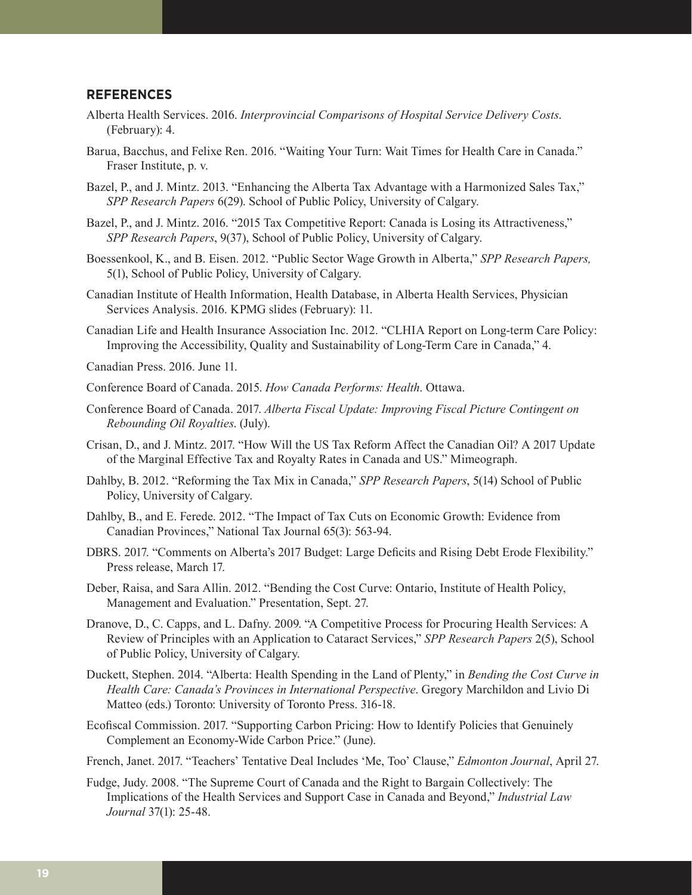## REFERENCES

Alberta Health Services. 2016. *Interprovincial Comparisons of Hospital Service Delivery Costs*. (February): 4.

Barua, Bacchus, and Felixe Ren. 2016. "Waiting Your Turn: Wait Times for Health Care in Canada." Fraser Institute, p. v.

Bazel, P., and J. Mintz. 2013. "Enhancing the Alberta Tax Advantage with a Harmonized Sales Tax," *SPP Research Papers* 6(29). School of Public Policy, University of Calgary.

Bazel, P., and J. Mintz. 2016. "2015 Tax Competitive Report: Canada is Losing its Attractiveness," *SPP Research Papers*, 9(37), School of Public Policy, University of Calgary.

Boessenkool, K., and B. Eisen. 2012. "Public Sector Wage Growth in Alberta," *SPP Research Papers,* 5(1), School of Public Policy, University of Calgary.

Canadian Institute of Health Information, Health Database, in Alberta Health Services, Physician Services Analysis. 2016. KPMG slides (February): 11.

Canadian Life and Health Insurance Association Inc. 2012. "CLHIA Report on Long-term Care Policy: Improving the Accessibility, Quality and Sustainability of Long-Term Care in Canada," 4.

Canadian Press. 2016. June 11.

Conference Board of Canada. 2015. *How Canada Performs: Health*. Ottawa.

Conference Board of Canada. 2017. *Alberta Fiscal Update: Improving Fiscal Picture Contingent on Rebounding Oil Royalties*. (July).

Crisan, D., and J. Mintz. 2017. "How Will the US Tax Reform Affect the Canadian Oil? A 2017 Update of the Marginal Effective Tax and Royalty Rates in Canada and US." Mimeograph.

Dahlby, B. 2012. "Reforming the Tax Mix in Canada," *SPP Research Papers*, 5(14) School of Public Policy, University of Calgary.

Dahlby, B., and E. Ferede. 2012. "The Impact of Tax Cuts on Economic Growth: Evidence from Canadian Provinces," National Tax Journal 65(3): 563-94.

DBRS. 2017. "Comments on Alberta's 2017 Budget: Large Deficits and Rising Debt Erode Flexibility." Press release, March 17.

Deber, Raisa, and Sara Allin. 2012. "Bending the Cost Curve: Ontario, Institute of Health Policy, Management and Evaluation." Presentation, Sept. 27.

Dranove, D., C. Capps, and L. Dafny. 2009. "A Competitive Process for Procuring Health Services: A Review of Principles with an Application to Cataract Services," *SPP Research Papers* 2(5), School of Public Policy, University of Calgary.

Duckett, Stephen. 2014. "Alberta: Health Spending in the Land of Plenty," in *Bending the Cost Curve in Health Care: Canada's Provinces in International Perspective*. Gregory Marchildon and Livio Di Matteo (eds.) Toronto: University of Toronto Press. 316-18.

Ecofiscal Commission. 2017. "Supporting Carbon Pricing: How to Identify Policies that Genuinely Complement an Economy-Wide Carbon Price." (June).

French, Janet. 2017. "Teachers' Tentative Deal Includes 'Me, Too' Clause," *Edmonton Journal*, April 27.

Fudge, Judy. 2008. "The Supreme Court of Canada and the Right to Bargain Collectively: The Implications of the Health Services and Support Case in Canada and Beyond," *Industrial Law Journal* 37(1): 25-48.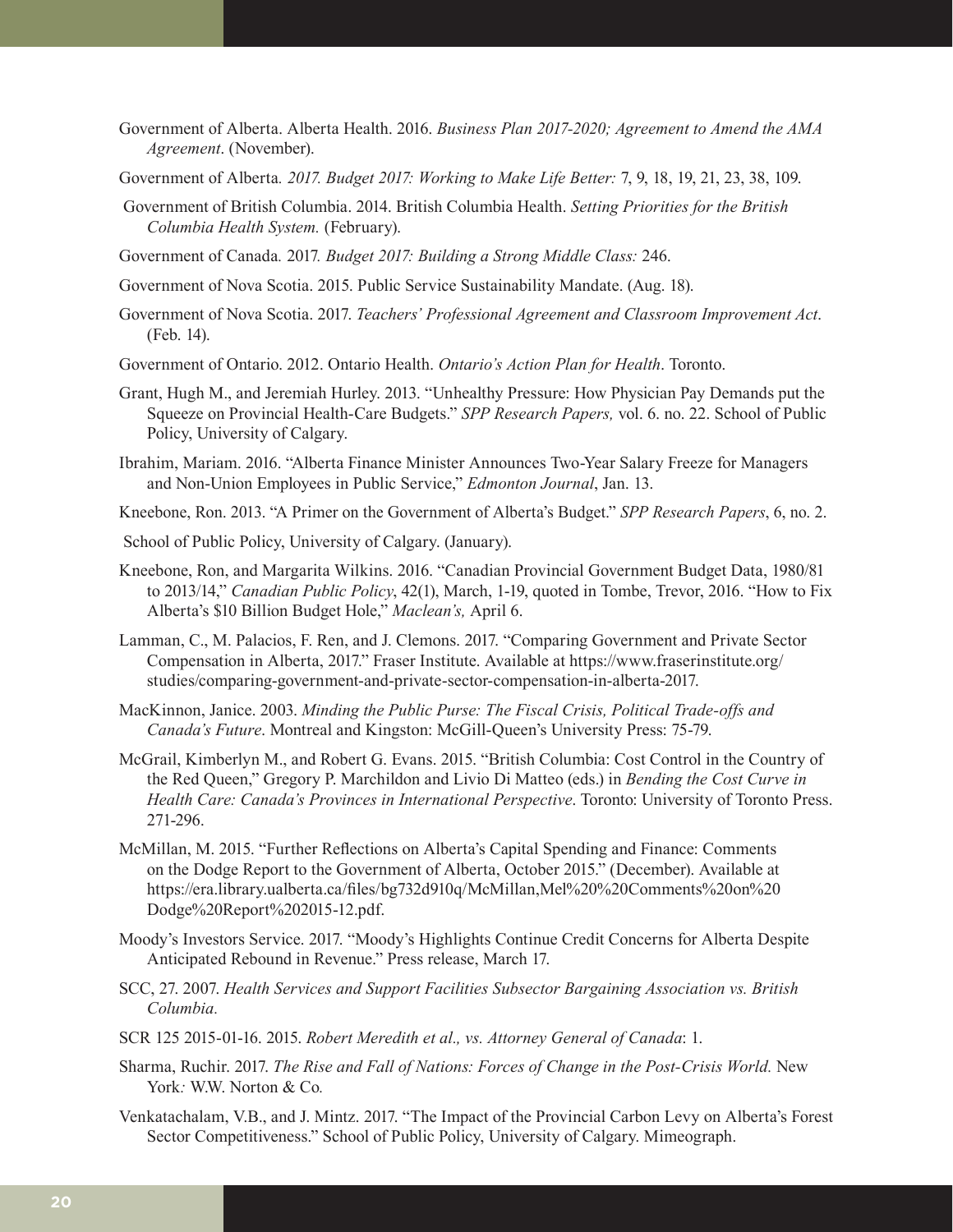Government of Alberta. Alberta Health. 2016. *Business Plan 2017-2020; Agreement to Amend the AMA Agreement*. (November).

Government of Alberta. *2017. Budget 2017: Working to Make Life Better:* 7, 9, 18, 19, 21, 23, 38, 109.

Government of British Columbia. 2014. British Columbia Health. *Setting Priorities for the British Columbia Health System.* (February).

Government of Canada. 2017. *Budget 2017: Building a Strong Middle Class:* 246.

Government of Nova Scotia. 2015. Public Service Sustainability Mandate. (Aug. 18).

Government of Nova Scotia. 2017. *Teachers' Professional Agreement and Classroom Improvement Act*. (Feb. 14).

Government of Ontario. 2012. Ontario Health. *Ontario's Action Plan for Health*. Toronto.

Grant, Hugh M., and Jeremiah Hurley. 2013. "Unhealthy Pressure: How Physician Pay Demands put the Squeeze on Provincial Health-Care Budgets." *SPP Research Papers,* vol. 6. no. 22. School of Public Policy, University of Calgary.

Ibrahim, Mariam. 2016. "Alberta Finance Minister Announces Two-Year Salary Freeze for Managers and Non-Union Employees in Public Service," *Edmonton Journal*, Jan. 13.

Kneebone, Ron. 2013. "A Primer on the Government of Alberta's Budget." *SPP Research Papers*, 6, no. 2.

School of Public Policy, University of Calgary. (January).

Kneebone, Ron, and Margarita Wilkins. 2016. "Canadian Provincial Government Budget Data, 1980/81 to 2013/14," *Canadian Public Policy*, 42(1), March, 1-19, quoted in Tombe, Trevor, 2016. "How to Fix Alberta's $10 Billion Budget Hole," *Maclean's,* April 6.

Lamman, C., M. Palacios, F. Ren, and J. Clemons. 2017. "Comparing Government and Private Sector Compensation in Alberta, 2017." Fraser Institute. Available at https://www.fraserinstitute.org/studies/comparing-government-and-private-sector-compensation-in-alberta-2017.

MacKinnon, Janice. 2003. *Minding the Public Purse: The Fiscal Crisis, Political Trade-offs and Canada's Future*. Montreal and Kingston: McGill-Queen's University Press: 75-79.

McGrail, Kimberlyn M., and Robert G. Evans. 2015. "British Columbia: Cost Control in the Country of the Red Queen," Gregory P. Marchildon and Livio Di Matteo (eds.) in *Bending the Cost Curve in Health Care: Canada's Provinces in International Perspective*. Toronto: University of Toronto Press. 271-296.

McMillan, M. 2015. "Further Reflections on Alberta's Capital Spending and Finance: Comments on the Dodge Report to the Government of Alberta, October 2015." (December). Available at https://era.library.ualberta.ca/files/bg732d910q/McMillan,Mel%20%20Comments%20on%20Dodge%20Report%202015-12.pdf.

Moody's Investors Service. 2017. "Moody's Highlights Continue Credit Concerns for Alberta Despite Anticipated Rebound in Revenue." Press release, March 17.

SCC, 27. 2007. *Health Services and Support Facilities Subsector Bargaining Association vs. British Columbia.*

SCR 125 2015-01-16. 2015. *Robert Meredith et al., vs. Attorney General of Canada*: 1.

Sharma, Ruchir. 2017. *The Rise and Fall of Nations: Forces of Change in the Post-Crisis World.* New York*:* W.W. Norton & Co*.*

Venkatachalam, V.B., and J. Mintz. 2017. "The Impact of the Provincial Carbon Levy on Alberta's Forest Sector Competitiveness." School of Public Policy, University of Calgary. Mimeograph.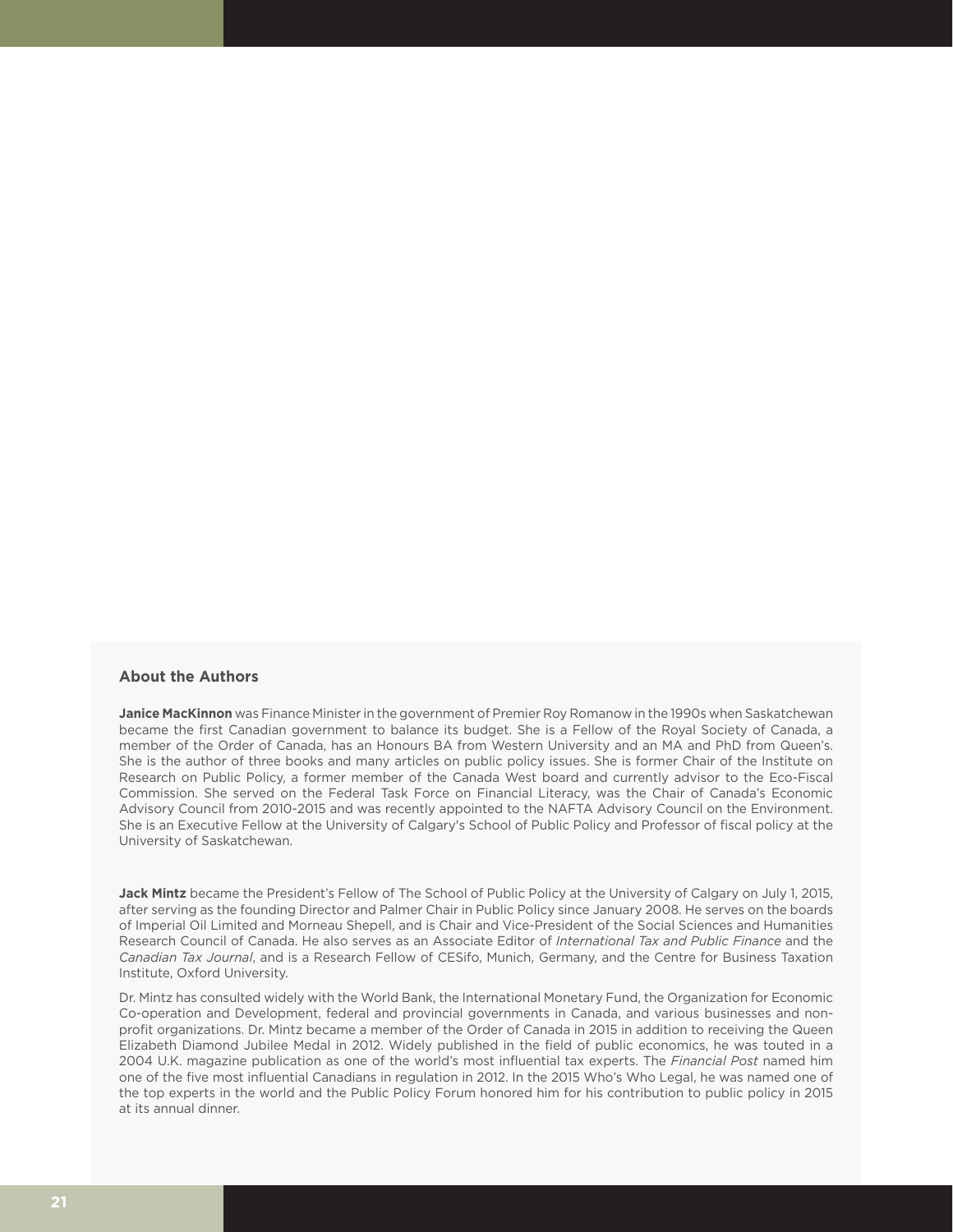## About the Authors

**Janice MacKinnon** was Finance Minister in the government of Premier Roy Romanow in the 1990s when Saskatchewan became the first Canadian government to balance its budget. She is a Fellow of the Royal Society of Canada, a member of the Order of Canada, has an Honours BA from Western University and an MA and PhD from Queen's. She is the author of three books and many articles on public policy issues. She is former Chair of the Institute on Research on Public Policy, a former member of the Canada West board and currently advisor to the Eco-Fiscal Commission. She served on the Federal Task Force on Financial Literacy, was the Chair of Canada's Economic Advisory Council from 2010-2015 and was recently appointed to the NAFTA Advisory Council on the Environment. She is an Executive Fellow at the University of Calgary's School of Public Policy and Professor of fiscal policy at the University of Saskatchewan.

**Jack Mintz** became the President's Fellow of The School of Public Policy at the University of Calgary on July 1, 2015, after serving as the founding Director and Palmer Chair in Public Policy since January 2008. He serves on the boards of Imperial Oil Limited and Morneau Shepell, and is Chair and Vice-President of the Social Sciences and Humanities Research Council of Canada. He also serves as an Associate Editor of *International Tax and Public Finance* and the *Canadian Tax Journal*, and is a Research Fellow of CESifo, Munich, Germany, and the Centre for Business Taxation Institute, Oxford University.

Dr. Mintz has consulted widely with the World Bank, the International Monetary Fund, the Organization for Economic Co-operation and Development, federal and provincial governments in Canada, and various businesses and non-profit organizations. Dr. Mintz became a member of the Order of Canada in 2015 in addition to receiving the Queen Elizabeth Diamond Jubilee Medal in 2012. Widely published in the field of public economics, he was touted in a 2004 U.K. magazine publication as one of the world's most influential tax experts. The *Financial Post* named him one of the five most influential Canadians in regulation in 2012. In the 2015 Who's Who Legal, he was named one of the top experts in the world and the Public Policy Forum honored him for his contribution to public policy in 2015 at its annual dinner.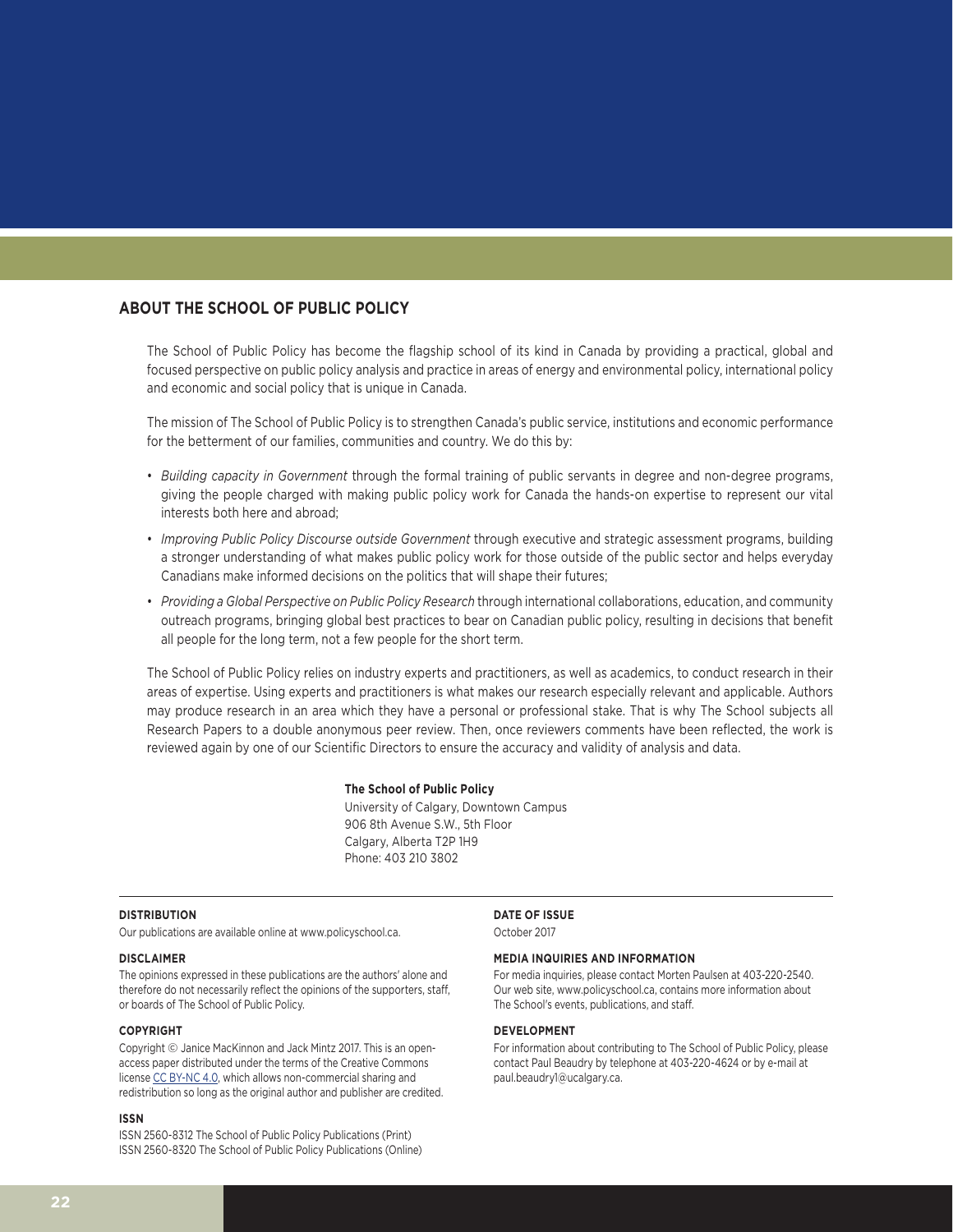## ABOUT THE SCHOOL OF PUBLIC POLICY

The School of Public Policy has become the flagship school of its kind in Canada by providing a practical, global and focused perspective on public policy analysis and practice in areas of energy and environmental policy, international policy and economic and social policy that is unique in Canada.

The mission of The School of Public Policy is to strengthen Canada's public service, institutions and economic performance for the betterment of our families, communities and country. We do this by:

- *Building capacity in Government* through the formal training of public servants in degree and non-degree programs, giving the people charged with making public policy work for Canada the hands-on expertise to represent our vital interests both here and abroad;
- *Improving Public Policy Discourse outside Government* through executive and strategic assessment programs, building a stronger understanding of what makes public policy work for those outside of the public sector and helps everyday Canadians make informed decisions on the politics that will shape their futures;
- *Providing a Global Perspective on Public Policy Research* through international collaborations, education, and community outreach programs, bringing global best practices to bear on Canadian public policy, resulting in decisions that benefit all people for the long term, not a few people for the short term.

The School of Public Policy relies on industry experts and practitioners, as well as academics, to conduct research in their areas of expertise. Using experts and practitioners is what makes our research especially relevant and applicable. Authors may produce research in an area which they have a personal or professional stake. That is why The School subjects all Research Papers to a double anonymous peer review. Then, once reviewers comments have been reflected, the work is reviewed again by one of our Scientific Directors to ensure the accuracy and validity of analysis and data.

**The School of Public Policy**
University of Calgary, Downtown Campus
906 8th Avenue S.W., 5th Floor
Calgary, Alberta T2P 1H9
Phone: 403 210 3802

**DISTRIBUTION**

Our publications are available online at www.policyschool.ca.

**DISCLAIMER**

The opinions expressed in these publications are the authors' alone and therefore do not necessarily reflect the opinions of the supporters, staff, or boards of The School of Public Policy.

**COPYRIGHT**

Copyright © Janice MacKinnon and Jack Mintz 2017. This is an open-access paper distributed under the terms of the Creative Commons license CC BY-NC 4.0, which allows non-commercial sharing and redistribution so long as the original author and publisher are credited.

**ISSN**

ISSN 2560-8312 The School of Public Policy Publications (Print)
ISSN 2560-8320 The School of Public Policy Publications (Online)

**DATE OF ISSUE**

October 2017

**MEDIA INQUIRIES AND INFORMATION**

For media inquiries, please contact Morten Paulsen at 403-220-2540. Our web site, www.policyschool.ca, contains more information about The School's events, publications, and staff.

**DEVELOPMENT**

For information about contributing to The School of Public Policy, please contact Paul Beaudry by telephone at 403-220-4624 or by e-mail at paul.beaudry1@ucalgary.ca.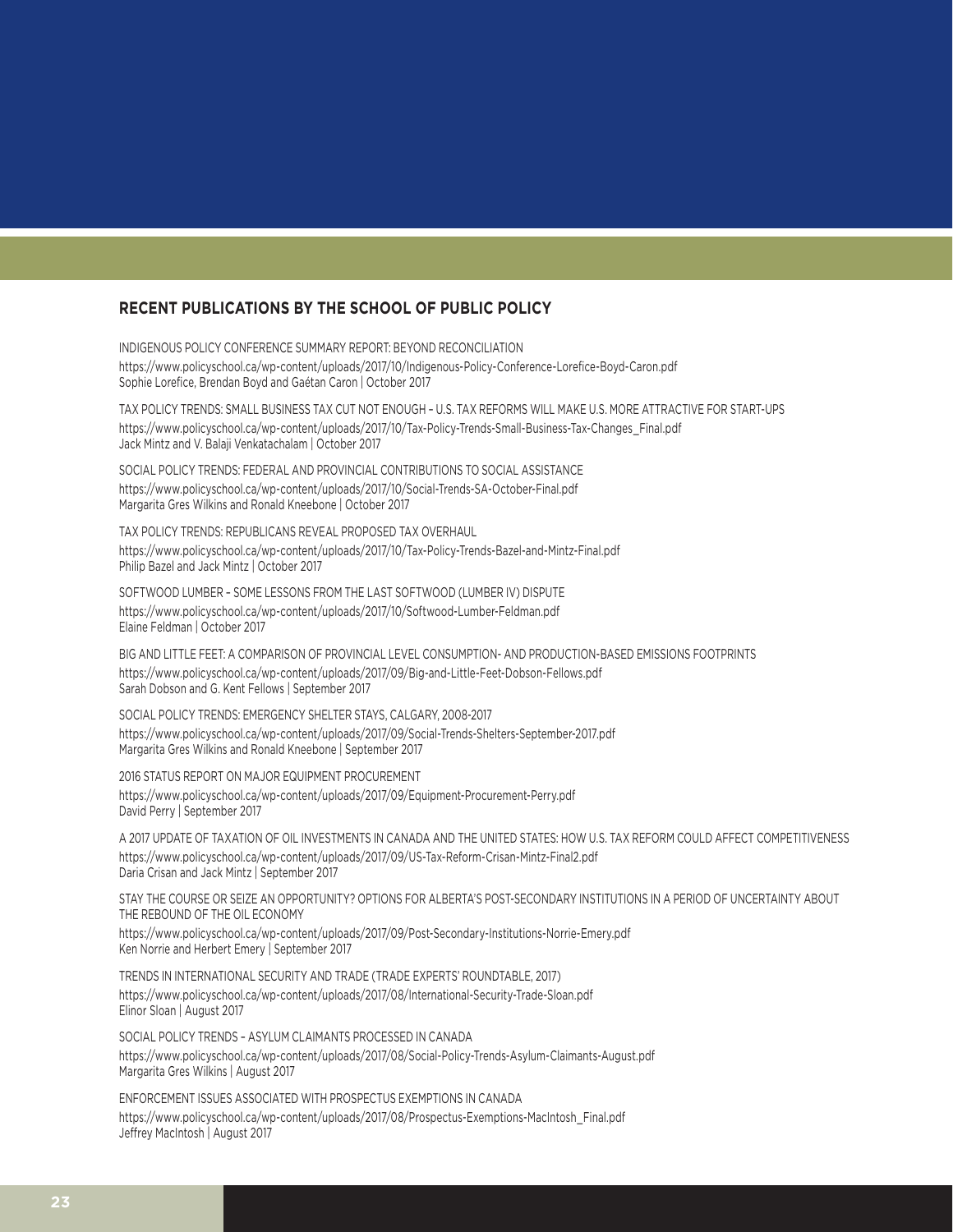## RECENT PUBLICATIONS BY THE SCHOOL OF PUBLIC POLICY

INDIGENOUS POLICY CONFERENCE SUMMARY REPORT: BEYOND RECONCILIATION
https://www.policyschool.ca/wp-content/uploads/2017/10/Indigenous-Policy-Conference-Lorefice-Boyd-Caron.pdf
Sophie Lorefice, Brendan Boyd and Gaétan Caron | October 2017

TAX POLICY TRENDS: SMALL BUSINESS TAX CUT NOT ENOUGH – U.S. TAX REFORMS WILL MAKE U.S. MORE ATTRACTIVE FOR START-UPS
https://www.policyschool.ca/wp-content/uploads/2017/10/Tax-Policy-Trends-Small-Business-Tax-Changes_Final.pdf
Jack Mintz and V. Balaji Venkatachalam | October 2017

SOCIAL POLICY TRENDS: FEDERAL AND PROVINCIAL CONTRIBUTIONS TO SOCIAL ASSISTANCE
https://www.policyschool.ca/wp-content/uploads/2017/10/Social-Trends-SA-October-Final.pdf
Margarita Gres Wilkins and Ronald Kneebone | October 2017

TAX POLICY TRENDS: REPUBLICANS REVEAL PROPOSED TAX OVERHAUL
https://www.policyschool.ca/wp-content/uploads/2017/10/Tax-Policy-Trends-Bazel-and-Mintz-Final.pdf
Philip Bazel and Jack Mintz | October 2017

SOFTWOOD LUMBER – SOME LESSONS FROM THE LAST SOFTWOOD (LUMBER IV) DISPUTE
https://www.policyschool.ca/wp-content/uploads/2017/10/Softwood-Lumber-Feldman.pdf
Elaine Feldman | October 2017

BIG AND LITTLE FEET: A COMPARISON OF PROVINCIAL LEVEL CONSUMPTION- AND PRODUCTION-BASED EMISSIONS FOOTPRINTS
https://www.policyschool.ca/wp-content/uploads/2017/09/Big-and-Little-Feet-Dobson-Fellows.pdf
Sarah Dobson and G. Kent Fellows | September 2017

SOCIAL POLICY TRENDS: EMERGENCY SHELTER STAYS, CALGARY, 2008-2017
https://www.policyschool.ca/wp-content/uploads/2017/09/Social-Trends-Shelters-September-2017.pdf
Margarita Gres Wilkins and Ronald Kneebone | September 2017

2016 STATUS REPORT ON MAJOR EQUIPMENT PROCUREMENT
https://www.policyschool.ca/wp-content/uploads/2017/09/Equipment-Procurement-Perry.pdf
David Perry | September 2017

A 2017 UPDATE OF TAXATION OF OIL INVESTMENTS IN CANADA AND THE UNITED STATES: HOW U.S. TAX REFORM COULD AFFECT COMPETITIVENESS
https://www.policyschool.ca/wp-content/uploads/2017/09/US-Tax-Reform-Crisan-Mintz-Final2.pdf
Daria Crisan and Jack Mintz | September 2017

STAY THE COURSE OR SEIZE AN OPPORTUNITY? OPTIONS FOR ALBERTA'S POST-SECONDARY INSTITUTIONS IN A PERIOD OF UNCERTAINTY ABOUT THE REBOUND OF THE OIL ECONOMY
https://www.policyschool.ca/wp-content/uploads/2017/09/Post-Secondary-Institutions-Norrie-Emery.pdf
Ken Norrie and Herbert Emery | September 2017

TRENDS IN INTERNATIONAL SECURITY AND TRADE (TRADE EXPERTS' ROUNDTABLE, 2017)
https://www.policyschool.ca/wp-content/uploads/2017/08/International-Security-Trade-Sloan.pdf
Elinor Sloan | August 2017

SOCIAL POLICY TRENDS – ASYLUM CLAIMANTS PROCESSED IN CANADA
https://www.policyschool.ca/wp-content/uploads/2017/08/Social-Policy-Trends-Asylum-Claimants-August.pdf
Margarita Gres Wilkins | August 2017

ENFORCEMENT ISSUES ASSOCIATED WITH PROSPECTUS EXEMPTIONS IN CANADA
https://www.policyschool.ca/wp-content/uploads/2017/08/Prospectus-Exemptions-MacIntosh_Final.pdf
Jeffrey MacIntosh | August 2017